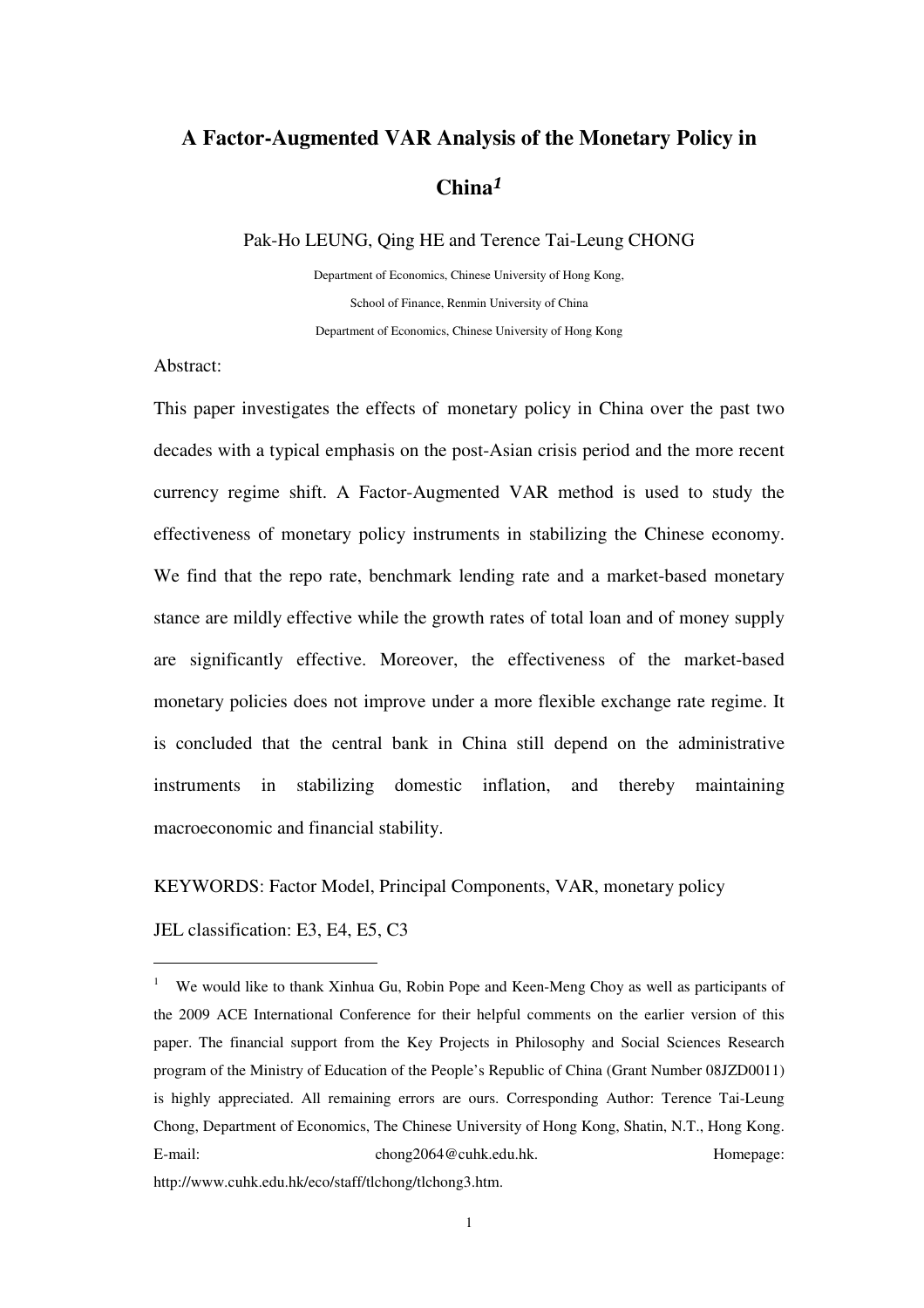# A Factor-Augmented VAR Analysis of the Monetary Policy in China[1]

Pak-Ho LEUNG, Qing HE and Terence Tai-Leung CHONG

Department of Economics, Chinese University of Hong Kong,

School of Finance, Renmin University of China

Department of Economics, Chinese University of Hong Kong

Abstract:

This paper investigates the effects of monetary policy in China over the past two decades with a typical emphasis on the post-Asian crisis period and the more recent currency regime shift. A Factor-Augmented VAR method is used to study the effectiveness of monetary policy instruments in stabilizing the Chinese economy. We find that the repo rate, benchmark lending rate and a market-based monetary stance are mildly effective while the growth rates of total loan and of money supply are significantly effective. Moreover, the effectiveness of the market-based monetary policies does not improve under a more flexible exchange rate regime. It is concluded that the central bank in China still depend on the administrative instruments in stabilizing domestic inflation, and thereby maintaining macroeconomic and financial stability.

KEYWORDS: Factor Model, Principal Components, VAR, monetary policy

JEL classification: E3, E4, E5, C3

---

[1] We would like to thank Xinhua Gu, Robin Pope and Keen-Meng Choy as well as participants of the 2009 ACE International Conference for their helpful comments on the earlier version of this paper. The financial support from the Key Projects in Philosophy and Social Sciences Research program of the Ministry of Education of the People's Republic of China (Grant Number 08JZD0011) is highly appreciated. All remaining errors are ours. Corresponding Author: Terence Tai-Leung Chong, Department of Economics, The Chinese University of Hong Kong, Shatin, N.T., Hong Kong. E-mail: chong2064@cuhk.edu.hk. Homepage: http://www.cuhk.edu.hk/eco/staff/tlchong/tlchong3.htm.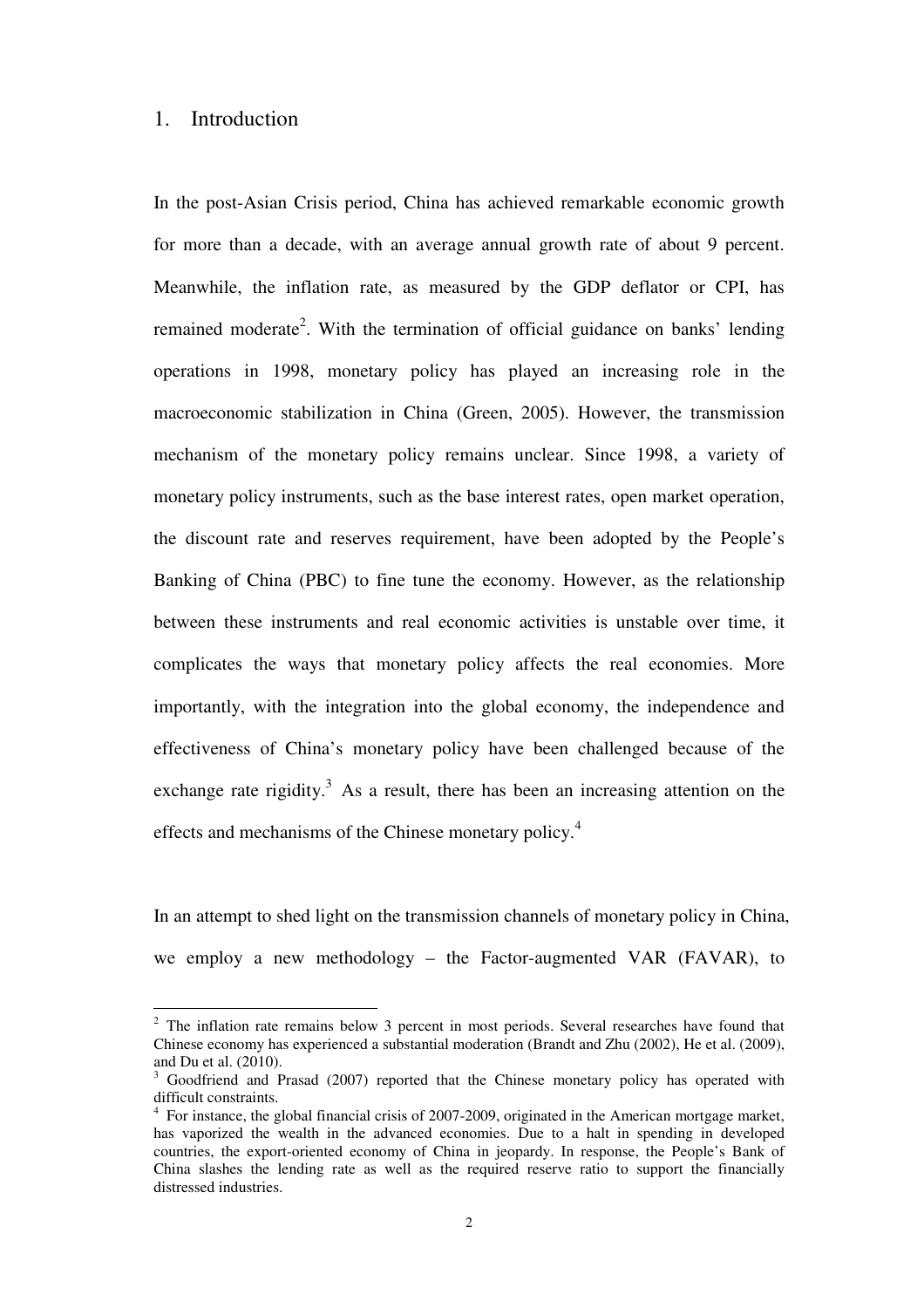## 1. Introduction

In the post-Asian Crisis period, China has achieved remarkable economic growth for more than a decade, with an average annual growth rate of about 9 percent. Meanwhile, the inflation rate, as measured by the GDP deflator or CPI, has remained moderate[2]. With the termination of official guidance on banks' lending operations in 1998, monetary policy has played an increasing role in the macroeconomic stabilization in China (Green, 2005). However, the transmission mechanism of the monetary policy remains unclear. Since 1998, a variety of monetary policy instruments, such as the base interest rates, open market operation, the discount rate and reserves requirement, have been adopted by the People's Banking of China (PBC) to fine tune the economy. However, as the relationship between these instruments and real economic activities is unstable over time, it complicates the ways that monetary policy affects the real economies. More importantly, with the integration into the global economy, the independence and effectiveness of China's monetary policy have been challenged because of the exchange rate rigidity.[3] As a result, there has been an increasing attention on the effects and mechanisms of the Chinese monetary policy.[4]

In an attempt to shed light on the transmission channels of monetary policy in China, we employ a new methodology – the Factor-augmented VAR (FAVAR), to

---

[2] The inflation rate remains below 3 percent in most periods. Several researches have found that Chinese economy has experienced a substantial moderation (Brandt and Zhu (2002), He et al. (2009), and Du et al. (2010).

[3] Goodfriend and Prasad (2007) reported that the Chinese monetary policy has operated with difficult constraints.

[4] For instance, the global financial crisis of 2007-2009, originated in the American mortgage market, has vaporized the wealth in the advanced economies. Due to a halt in spending in developed countries, the export-oriented economy of China in jeopardy. In response, the People's Bank of China slashes the lending rate as well as the required reserve ratio to support the financially distressed industries.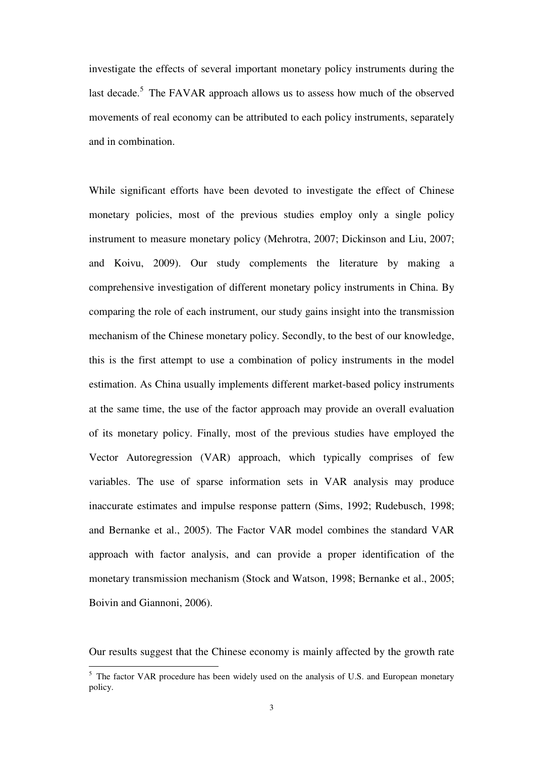investigate the effects of several important monetary policy instruments during the last decade.[5] The FAVAR approach allows us to assess how much of the observed movements of real economy can be attributed to each policy instruments, separately and in combination.

While significant efforts have been devoted to investigate the effect of Chinese monetary policies, most of the previous studies employ only a single policy instrument to measure monetary policy (Mehrotra, 2007; Dickinson and Liu, 2007; and Koivu, 2009). Our study complements the literature by making a comprehensive investigation of different monetary policy instruments in China. By comparing the role of each instrument, our study gains insight into the transmission mechanism of the Chinese monetary policy. Secondly, to the best of our knowledge, this is the first attempt to use a combination of policy instruments in the model estimation. As China usually implements different market-based policy instruments at the same time, the use of the factor approach may provide an overall evaluation of its monetary policy. Finally, most of the previous studies have employed the Vector Autoregression (VAR) approach, which typically comprises of few variables. The use of sparse information sets in VAR analysis may produce inaccurate estimates and impulse response pattern (Sims, 1992; Rudebusch, 1998; and Bernanke et al., 2005). The Factor VAR model combines the standard VAR approach with factor analysis, and can provide a proper identification of the monetary transmission mechanism (Stock and Watson, 1998; Bernanke et al., 2005; Boivin and Giannoni, 2006).

Our results suggest that the Chinese economy is mainly affected by the growth rate

[5] The factor VAR procedure has been widely used on the analysis of U.S. and European monetary policy.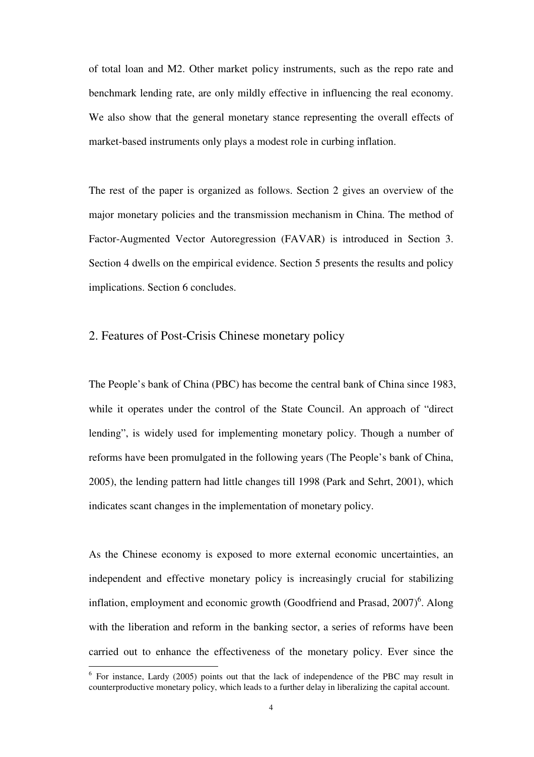of total loan and M2. Other market policy instruments, such as the repo rate and benchmark lending rate, are only mildly effective in influencing the real economy. We also show that the general monetary stance representing the overall effects of market-based instruments only plays a modest role in curbing inflation.

The rest of the paper is organized as follows. Section 2 gives an overview of the major monetary policies and the transmission mechanism in China. The method of Factor-Augmented Vector Autoregression (FAVAR) is introduced in Section 3. Section 4 dwells on the empirical evidence. Section 5 presents the results and policy implications. Section 6 concludes.

## 2. Features of Post-Crisis Chinese monetary policy

The People's bank of China (PBC) has become the central bank of China since 1983, while it operates under the control of the State Council. An approach of "direct lending", is widely used for implementing monetary policy. Though a number of reforms have been promulgated in the following years (The People's bank of China, 2005), the lending pattern had little changes till 1998 (Park and Sehrt, 2001), which indicates scant changes in the implementation of monetary policy.

As the Chinese economy is exposed to more external economic uncertainties, an independent and effective monetary policy is increasingly crucial for stabilizing inflation, employment and economic growth (Goodfriend and Prasad, 2007)[6]. Along with the liberation and reform in the banking sector, a series of reforms have been carried out to enhance the effectiveness of the monetary policy. Ever since the

[6] For instance, Lardy (2005) points out that the lack of independence of the PBC may result in counterproductive monetary policy, which leads to a further delay in liberalizing the capital account.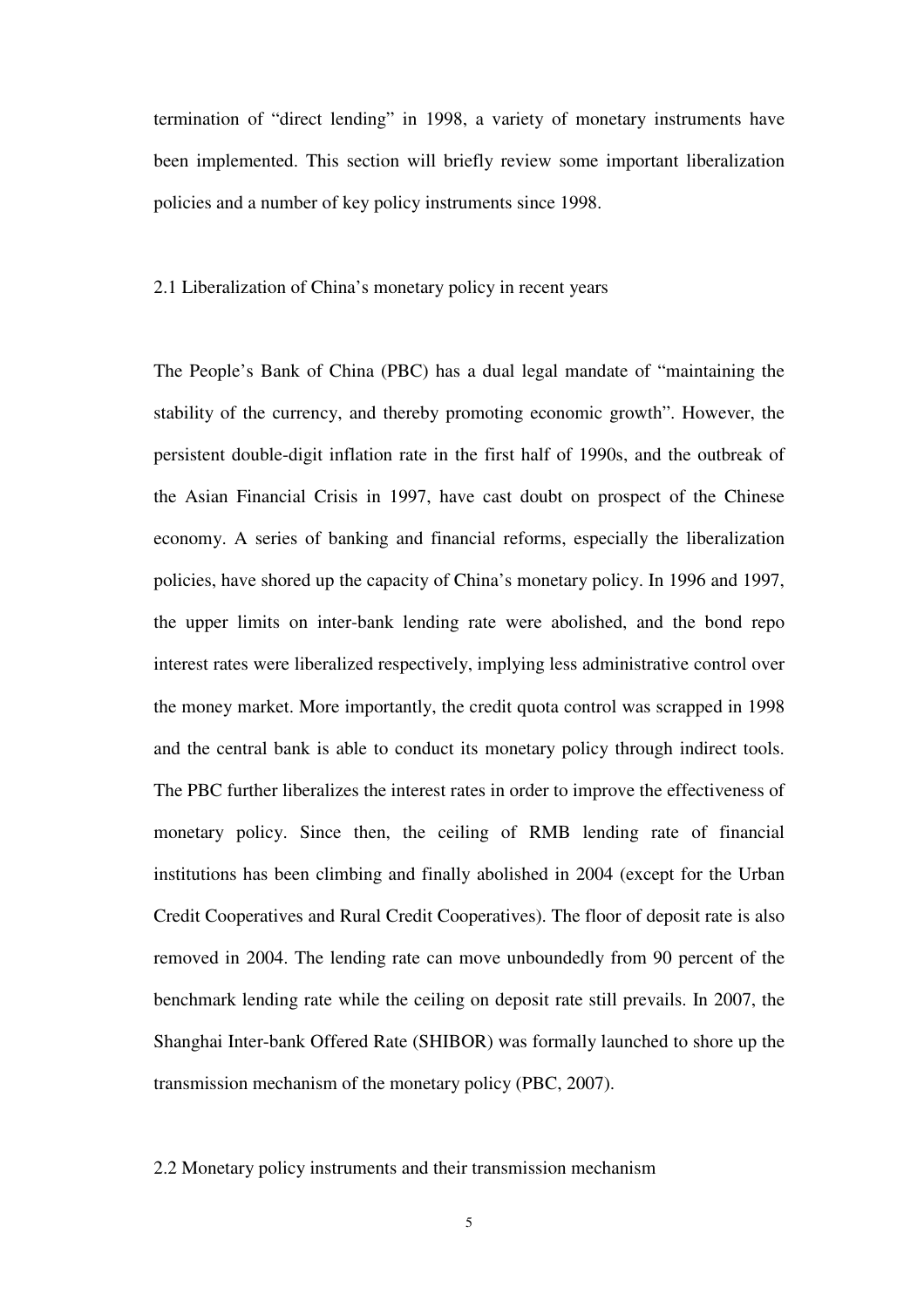termination of "direct lending" in 1998, a variety of monetary instruments have been implemented. This section will briefly review some important liberalization policies and a number of key policy instruments since 1998.

## 2.1 Liberalization of China's monetary policy in recent years

The People's Bank of China (PBC) has a dual legal mandate of "maintaining the stability of the currency, and thereby promoting economic growth". However, the persistent double-digit inflation rate in the first half of 1990s, and the outbreak of the Asian Financial Crisis in 1997, have cast doubt on prospect of the Chinese economy. A series of banking and financial reforms, especially the liberalization policies, have shored up the capacity of China's monetary policy. In 1996 and 1997, the upper limits on inter-bank lending rate were abolished, and the bond repo interest rates were liberalized respectively, implying less administrative control over the money market. More importantly, the credit quota control was scrapped in 1998 and the central bank is able to conduct its monetary policy through indirect tools. The PBC further liberalizes the interest rates in order to improve the effectiveness of monetary policy. Since then, the ceiling of RMB lending rate of financial institutions has been climbing and finally abolished in 2004 (except for the Urban Credit Cooperatives and Rural Credit Cooperatives). The floor of deposit rate is also removed in 2004. The lending rate can move unboundedly from 90 percent of the benchmark lending rate while the ceiling on deposit rate still prevails. In 2007, the Shanghai Inter-bank Offered Rate (SHIBOR) was formally launched to shore up the transmission mechanism of the monetary policy (PBC, 2007).

## 2.2 Monetary policy instruments and their transmission mechanism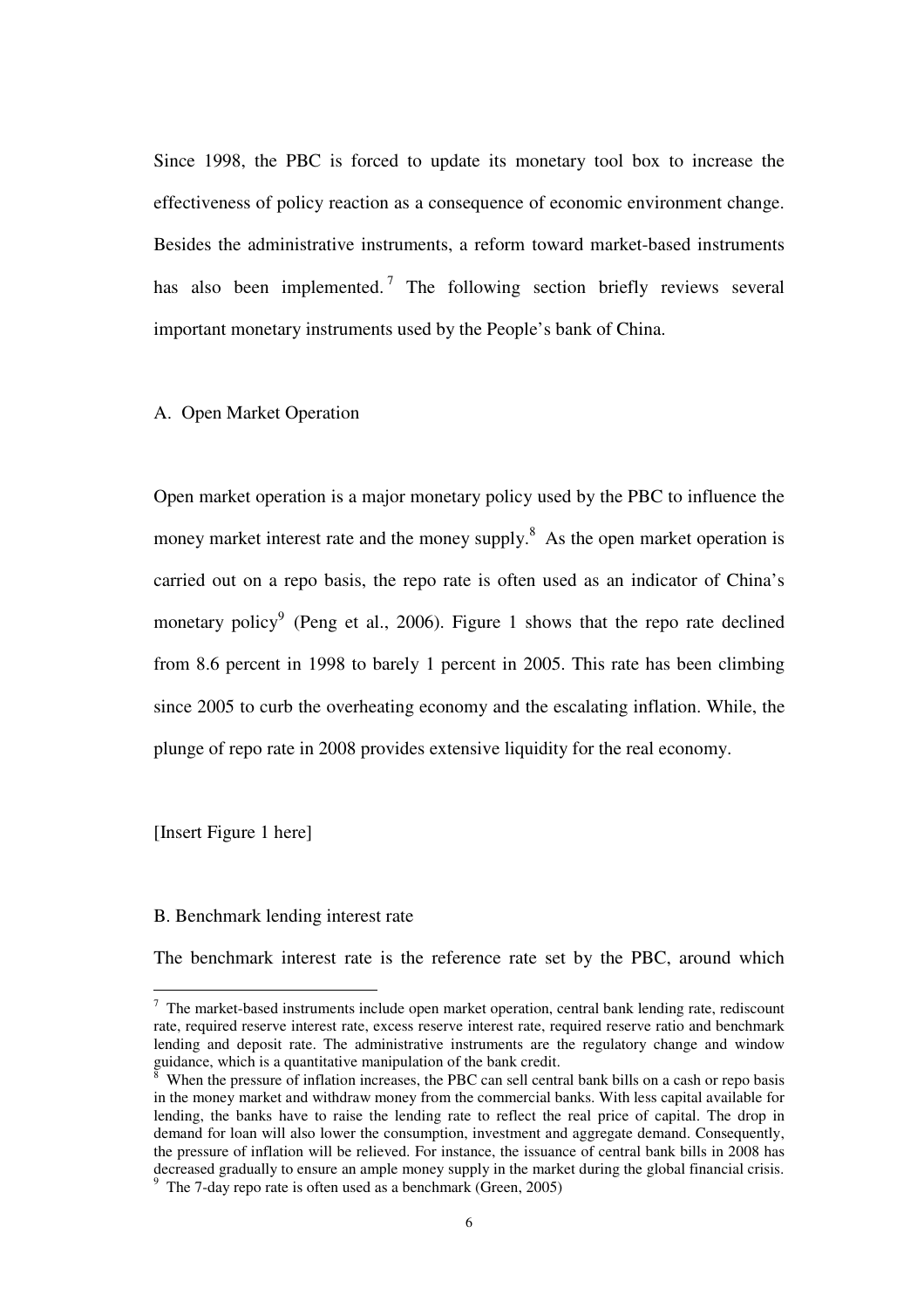Since 1998, the PBC is forced to update its monetary tool box to increase the effectiveness of policy reaction as a consequence of economic environment change. Besides the administrative instruments, a reform toward market-based instruments has also been implemented.[7] The following section briefly reviews several important monetary instruments used by the People's bank of China.

A. Open Market Operation

Open market operation is a major monetary policy used by the PBC to influence the money market interest rate and the money supply.[8] As the open market operation is carried out on a repo basis, the repo rate is often used as an indicator of China's monetary policy[9] (Peng et al., 2006). Figure 1 shows that the repo rate declined from 8.6 percent in 1998 to barely 1 percent in 2005. This rate has been climbing since 2005 to curb the overheating economy and the escalating inflation. While, the plunge of repo rate in 2008 provides extensive liquidity for the real economy.

[Insert Figure 1 here]

B. Benchmark lending interest rate

The benchmark interest rate is the reference rate set by the PBC, around which

[7] The market-based instruments include open market operation, central bank lending rate, rediscount rate, required reserve interest rate, excess reserve interest rate, required reserve ratio and benchmark lending and deposit rate. The administrative instruments are the regulatory change and window guidance, which is a quantitative manipulation of the bank credit.

[8] When the pressure of inflation increases, the PBC can sell central bank bills on a cash or repo basis in the money market and withdraw money from the commercial banks. With less capital available for lending, the banks have to raise the lending rate to reflect the real price of capital. The drop in demand for loan will also lower the consumption, investment and aggregate demand. Consequently, the pressure of inflation will be relieved. For instance, the issuance of central bank bills in 2008 has decreased gradually to ensure an ample money supply in the market during the global financial crisis.

[9] The 7-day repo rate is often used as a benchmark (Green, 2005)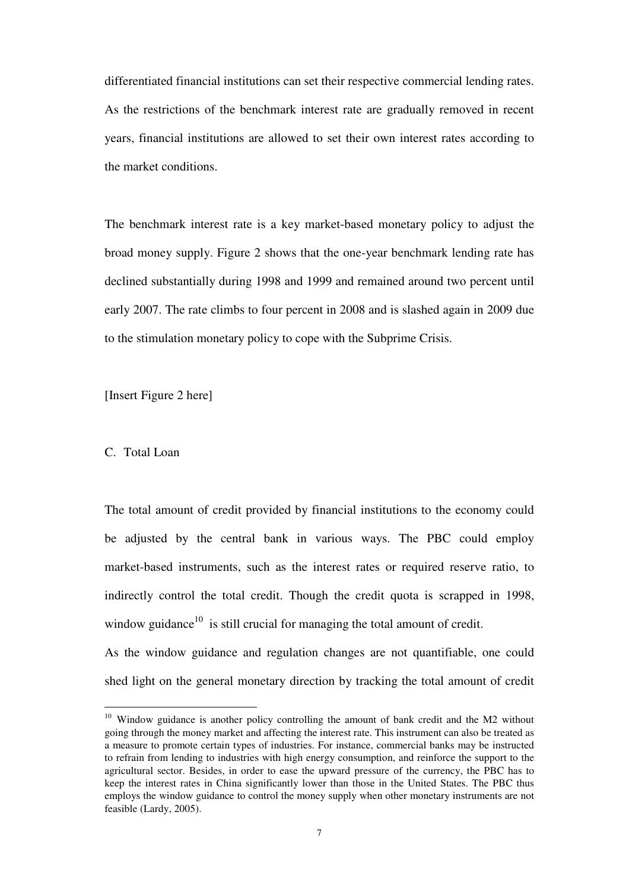differentiated financial institutions can set their respective commercial lending rates. As the restrictions of the benchmark interest rate are gradually removed in recent years, financial institutions are allowed to set their own interest rates according to the market conditions.

The benchmark interest rate is a key market-based monetary policy to adjust the broad money supply. Figure 2 shows that the one-year benchmark lending rate has declined substantially during 1998 and 1999 and remained around two percent until early 2007. The rate climbs to four percent in 2008 and is slashed again in 2009 due to the stimulation monetary policy to cope with the Subprime Crisis.

[Insert Figure 2 here]

C. Total Loan

The total amount of credit provided by financial institutions to the economy could be adjusted by the central bank in various ways. The PBC could employ market-based instruments, such as the interest rates or required reserve ratio, to indirectly control the total credit. Though the credit quota is scrapped in 1998, window guidance[10] is still crucial for managing the total amount of credit.

As the window guidance and regulation changes are not quantifiable, one could shed light on the general monetary direction by tracking the total amount of credit

[10] Window guidance is another policy controlling the amount of bank credit and the M2 without going through the money market and affecting the interest rate. This instrument can also be treated as a measure to promote certain types of industries. For instance, commercial banks may be instructed to refrain from lending to industries with high energy consumption, and reinforce the support to the agricultural sector. Besides, in order to ease the upward pressure of the currency, the PBC has to keep the interest rates in China significantly lower than those in the United States. The PBC thus employs the window guidance to control the money supply when other monetary instruments are not feasible (Lardy, 2005).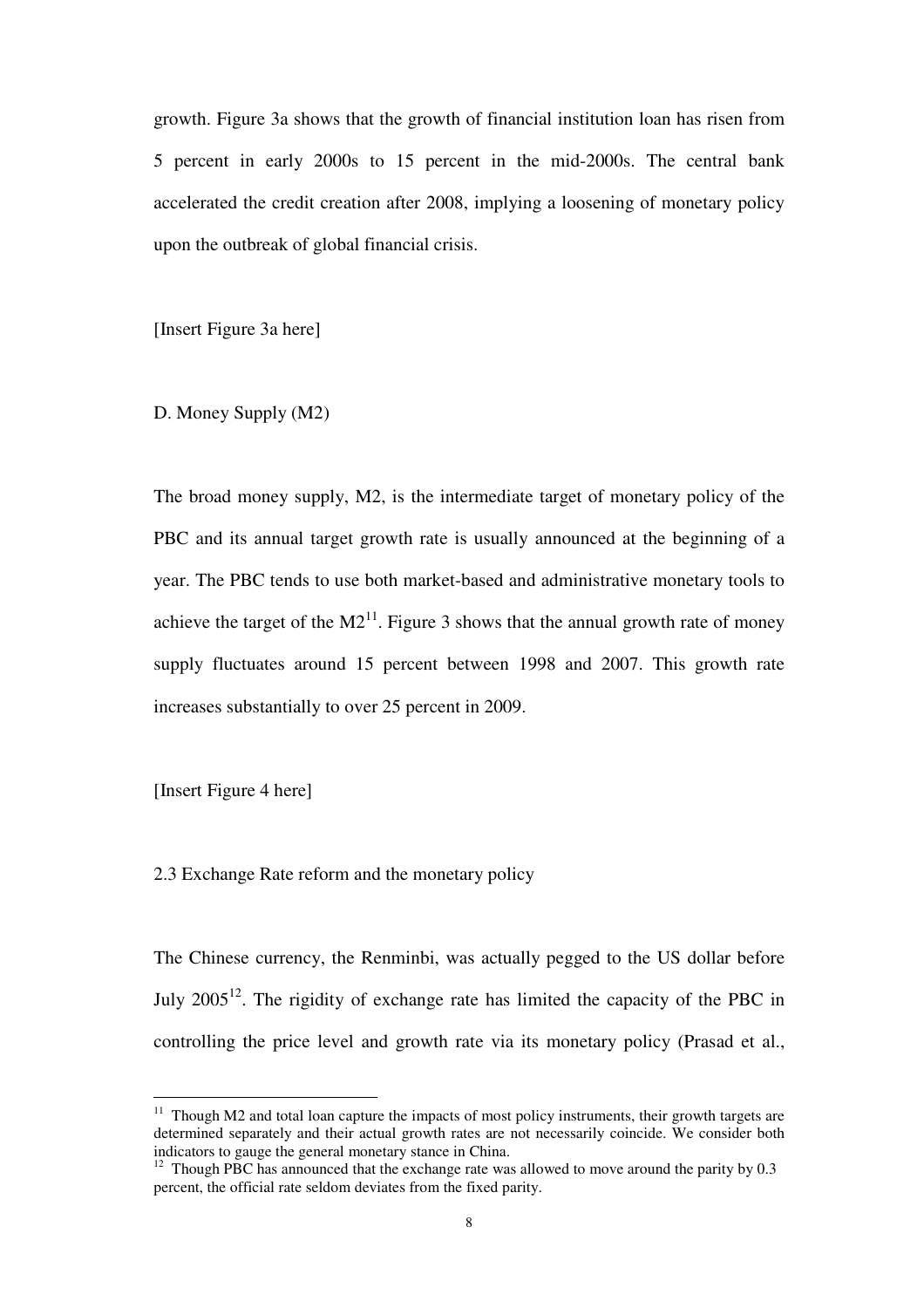growth. Figure 3a shows that the growth of financial institution loan has risen from 5 percent in early 2000s to 15 percent in the mid-2000s. The central bank accelerated the credit creation after 2008, implying a loosening of monetary policy upon the outbreak of global financial crisis.

[Insert Figure 3a here]

D. Money Supply (M2)

The broad money supply, M2, is the intermediate target of monetary policy of the PBC and its annual target growth rate is usually announced at the beginning of a year. The PBC tends to use both market-based and administrative monetary tools to achieve the target of the M2[11]. Figure 3 shows that the annual growth rate of money supply fluctuates around 15 percent between 1998 and 2007. This growth rate increases substantially to over 25 percent in 2009.

[Insert Figure 4 here]

2.3 Exchange Rate reform and the monetary policy

The Chinese currency, the Renminbi, was actually pegged to the US dollar before July 2005[12]. The rigidity of exchange rate has limited the capacity of the PBC in controlling the price level and growth rate via its monetary policy (Prasad et al.,

---

[11] Though M2 and total loan capture the impacts of most policy instruments, their growth targets are determined separately and their actual growth rates are not necessarily coincide. We consider both indicators to gauge the general monetary stance in China.

[12] Though PBC has announced that the exchange rate was allowed to move around the parity by 0.3 percent, the official rate seldom deviates from the fixed parity.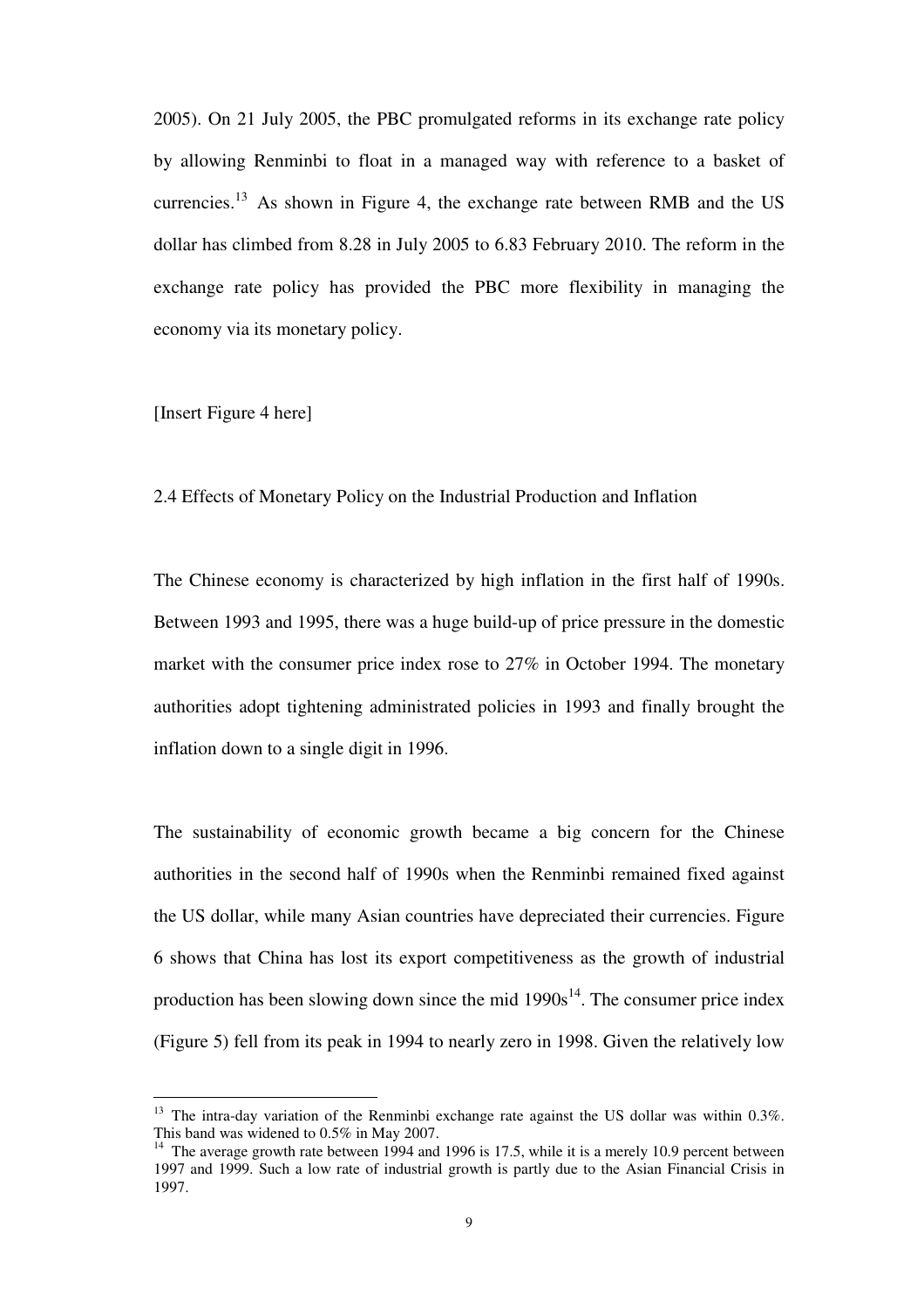2005). On 21 July 2005, the PBC promulgated reforms in its exchange rate policy by allowing Renminbi to float in a managed way with reference to a basket of currencies.[13] As shown in Figure 4, the exchange rate between RMB and the US dollar has climbed from 8.28 in July 2005 to 6.83 February 2010. The reform in the exchange rate policy has provided the PBC more flexibility in managing the economy via its monetary policy.

[Insert Figure 4 here]

## 2.4 Effects of Monetary Policy on the Industrial Production and Inflation

The Chinese economy is characterized by high inflation in the first half of 1990s. Between 1993 and 1995, there was a huge build-up of price pressure in the domestic market with the consumer price index rose to 27% in October 1994. The monetary authorities adopt tightening administrated policies in 1993 and finally brought the inflation down to a single digit in 1996.

The sustainability of economic growth became a big concern for the Chinese authorities in the second half of 1990s when the Renminbi remained fixed against the US dollar, while many Asian countries have depreciated their currencies. Figure 6 shows that China has lost its export competitiveness as the growth of industrial production has been slowing down since the mid 1990s[14]. The consumer price index (Figure 5) fell from its peak in 1994 to nearly zero in 1998. Given the relatively low

---

[13] The intra-day variation of the Renminbi exchange rate against the US dollar was within 0.3%. This band was widened to 0.5% in May 2007.

[14] The average growth rate between 1994 and 1996 is 17.5, while it is a merely 10.9 percent between 1997 and 1999. Such a low rate of industrial growth is partly due to the Asian Financial Crisis in 1997.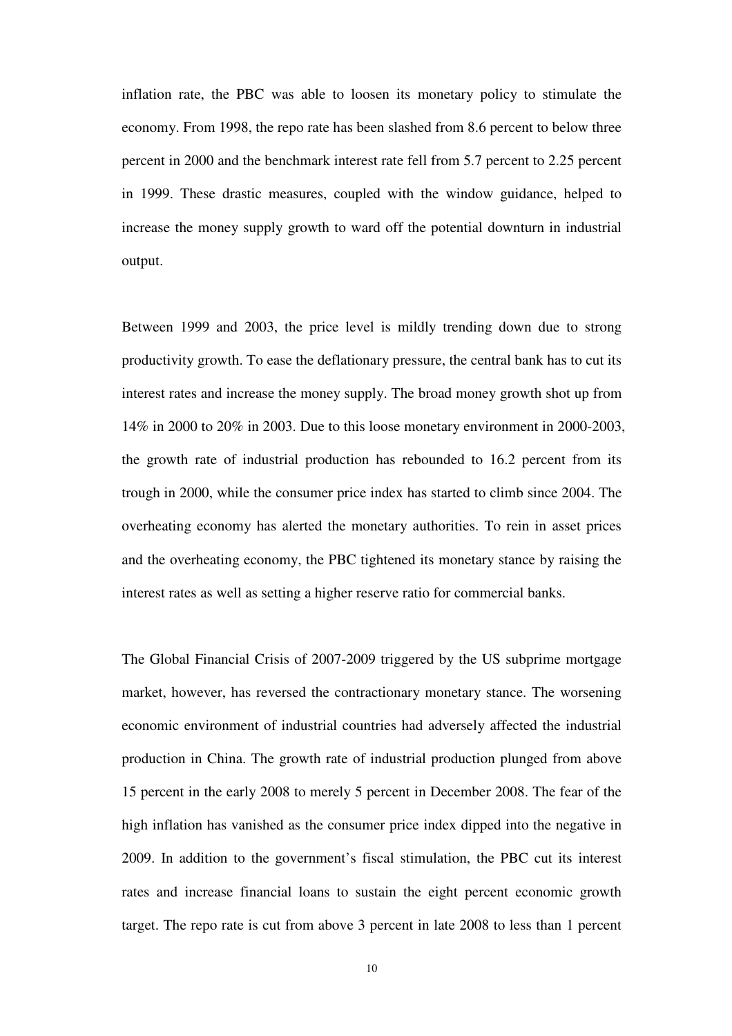inflation rate, the PBC was able to loosen its monetary policy to stimulate the economy. From 1998, the repo rate has been slashed from 8.6 percent to below three percent in 2000 and the benchmark interest rate fell from 5.7 percent to 2.25 percent in 1999. These drastic measures, coupled with the window guidance, helped to increase the money supply growth to ward off the potential downturn in industrial output.

Between 1999 and 2003, the price level is mildly trending down due to strong productivity growth. To ease the deflationary pressure, the central bank has to cut its interest rates and increase the money supply. The broad money growth shot up from 14% in 2000 to 20% in 2003. Due to this loose monetary environment in 2000-2003, the growth rate of industrial production has rebounded to 16.2 percent from its trough in 2000, while the consumer price index has started to climb since 2004. The overheating economy has alerted the monetary authorities. To rein in asset prices and the overheating economy, the PBC tightened its monetary stance by raising the interest rates as well as setting a higher reserve ratio for commercial banks.

The Global Financial Crisis of 2007-2009 triggered by the US subprime mortgage market, however, has reversed the contractionary monetary stance. The worsening economic environment of industrial countries had adversely affected the industrial production in China. The growth rate of industrial production plunged from above 15 percent in the early 2008 to merely 5 percent in December 2008. The fear of the high inflation has vanished as the consumer price index dipped into the negative in 2009. In addition to the government's fiscal stimulation, the PBC cut its interest rates and increase financial loans to sustain the eight percent economic growth target. The repo rate is cut from above 3 percent in late 2008 to less than 1 percent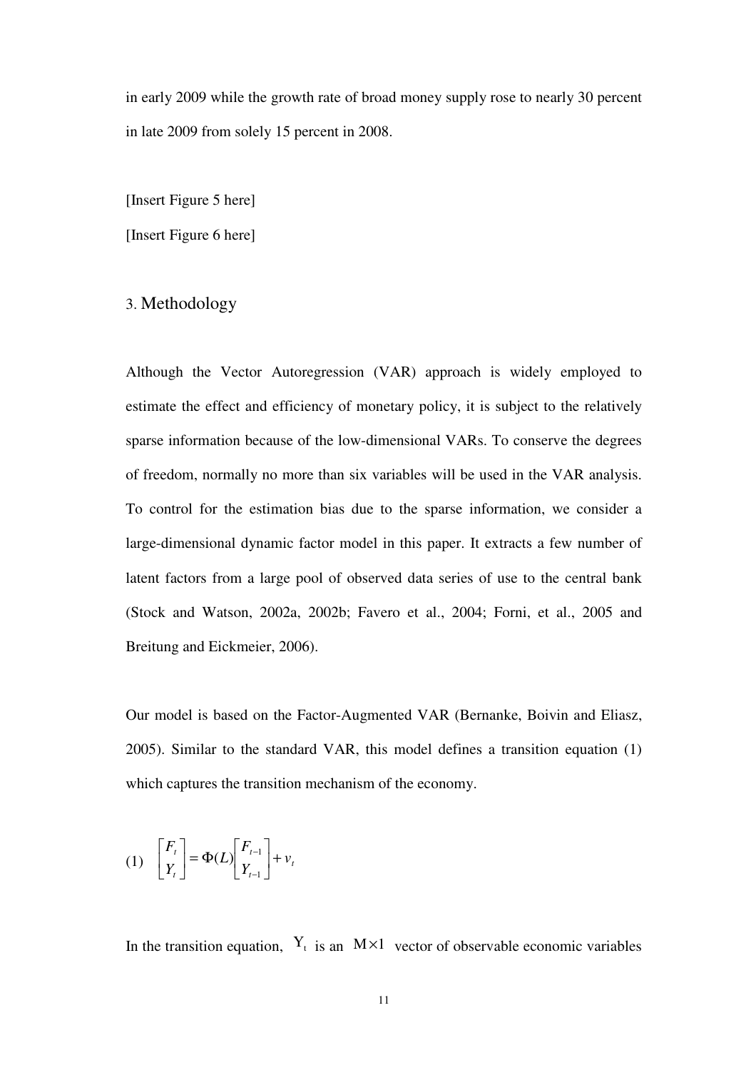in early 2009 while the growth rate of broad money supply rose to nearly 30 percent in late 2009 from solely 15 percent in 2008.

[Insert Figure 5 here]

[Insert Figure 6 here]

## 3. Methodology

Although the Vector Autoregression (VAR) approach is widely employed to estimate the effect and efficiency of monetary policy, it is subject to the relatively sparse information because of the low-dimensional VARs. To conserve the degrees of freedom, normally no more than six variables will be used in the VAR analysis. To control for the estimation bias due to the sparse information, we consider a large-dimensional dynamic factor model in this paper. It extracts a few number of latent factors from a large pool of observed data series of use to the central bank (Stock and Watson, 2002a, 2002b; Favero et al., 2004; Forni, et al., 2005 and Breitung and Eickmeier, 2006).

Our model is based on the Factor-Augmented VAR (Bernanke, Boivin and Eliasz, 2005). Similar to the standard VAR, this model defines a transition equation (1) which captures the transition mechanism of the economy.

$$(1) \quad \begin{bmatrix} F_t \\ Y_t \end{bmatrix} = \Phi(L) \begin{bmatrix} F_{t-1} \\ Y_{t-1} \end{bmatrix} + v_t$$

In the transition equation, $Y_t$ is an $M \times 1$ vector of observable economic variables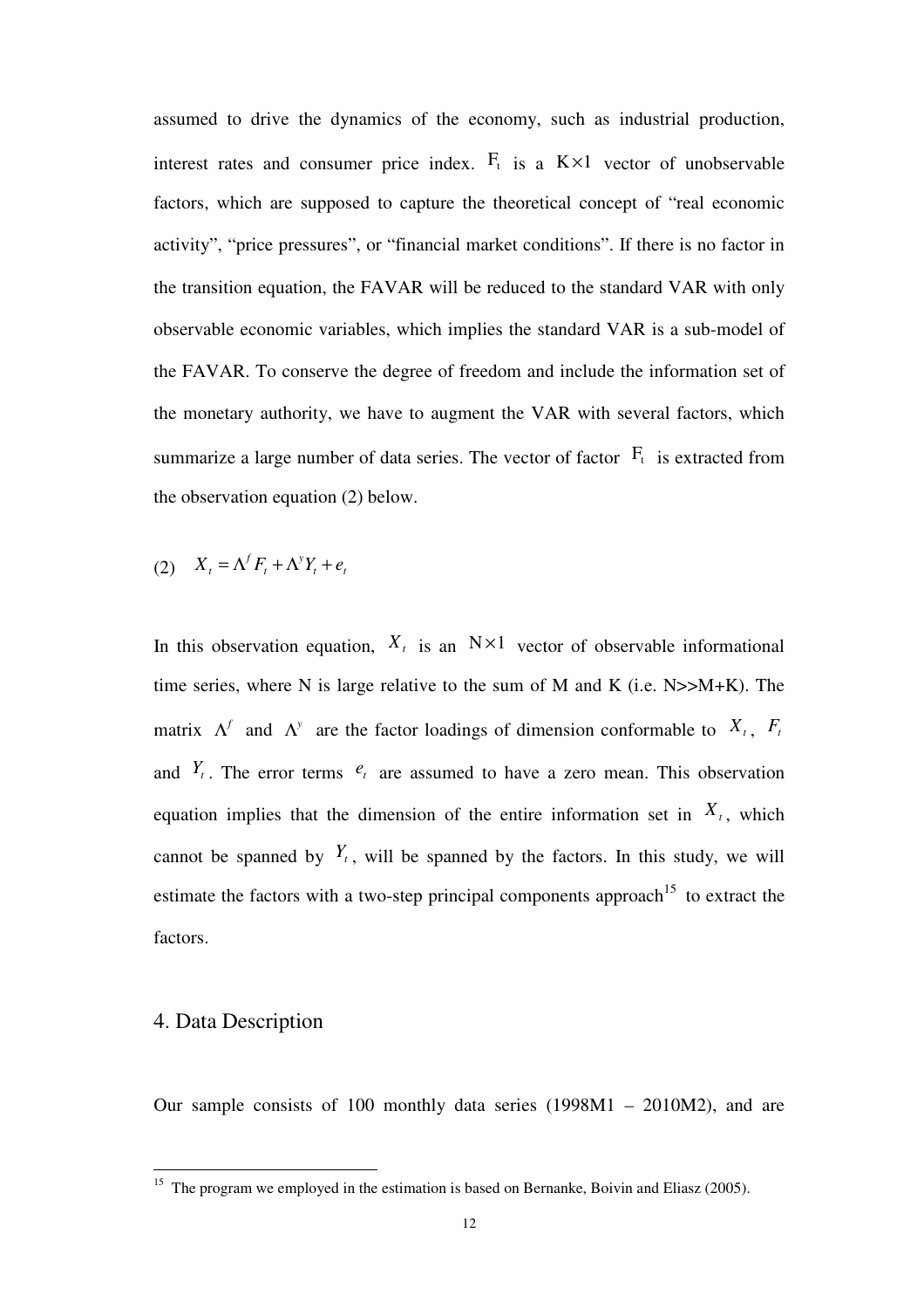assumed to drive the dynamics of the economy, such as industrial production, interest rates and consumer price index. $F_t$ is a $K \times 1$ vector of unobservable factors, which are supposed to capture the theoretical concept of "real economic activity", "price pressures", or "financial market conditions". If there is no factor in the transition equation, the FAVAR will be reduced to the standard VAR with only observable economic variables, which implies the standard VAR is a sub-model of the FAVAR. To conserve the degree of freedom and include the information set of the monetary authority, we have to augment the VAR with several factors, which summarize a large number of data series. The vector of factor $F_t$ is extracted from the observation equation (2) below.

$$(2) \quad X_t = \Lambda^f F_t + \Lambda^y Y_t + e_t$$

In this observation equation, $X_t$ is an $N \times 1$ vector of observable informational time series, where N is large relative to the sum of M and K (i.e. N>>M+K). The matrix $\Lambda^f$ and $\Lambda^y$ are the factor loadings of dimension conformable to $X_t$, $F_t$ and $Y_t$. The error terms $e_t$ are assumed to have a zero mean. This observation equation implies that the dimension of the entire information set in $X_t$, which cannot be spanned by $Y_t$, will be spanned by the factors. In this study, we will estimate the factors with a two-step principal components approach[15] to extract the factors.

## 4. Data Description

Our sample consists of 100 monthly data series (1998M1 – 2010M2), and are

[15] The program we employed in the estimation is based on Bernanke, Boivin and Eliasz (2005).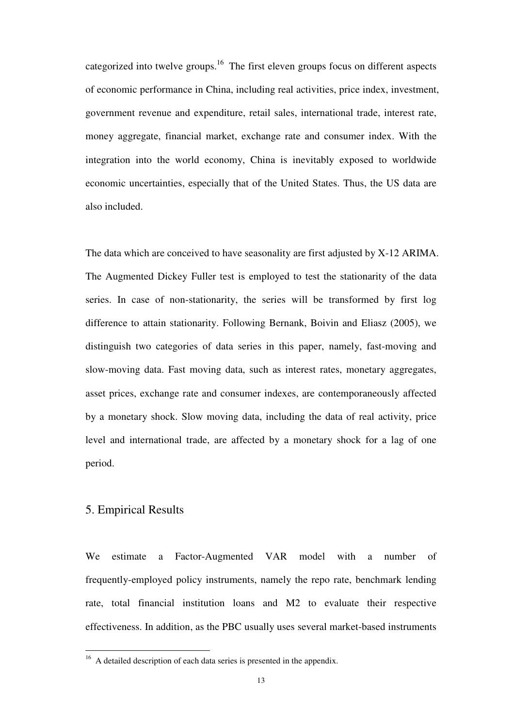categorized into twelve groups.[16] The first eleven groups focus on different aspects of economic performance in China, including real activities, price index, investment, government revenue and expenditure, retail sales, international trade, interest rate, money aggregate, financial market, exchange rate and consumer index. With the integration into the world economy, China is inevitably exposed to worldwide economic uncertainties, especially that of the United States. Thus, the US data are also included.

The data which are conceived to have seasonality are first adjusted by X-12 ARIMA. The Augmented Dickey Fuller test is employed to test the stationarity of the data series. In case of non-stationarity, the series will be transformed by first log difference to attain stationarity. Following Bernank, Boivin and Eliasz (2005), we distinguish two categories of data series in this paper, namely, fast-moving and slow-moving data. Fast moving data, such as interest rates, monetary aggregates, asset prices, exchange rate and consumer indexes, are contemporaneously affected by a monetary shock. Slow moving data, including the data of real activity, price level and international trade, are affected by a monetary shock for a lag of one period.

## 5. Empirical Results

We estimate a Factor-Augmented VAR model with a number of frequently-employed policy instruments, namely the repo rate, benchmark lending rate, total financial institution loans and M2 to evaluate their respective effectiveness. In addition, as the PBC usually uses several market-based instruments

[16] A detailed description of each data series is presented in the appendix.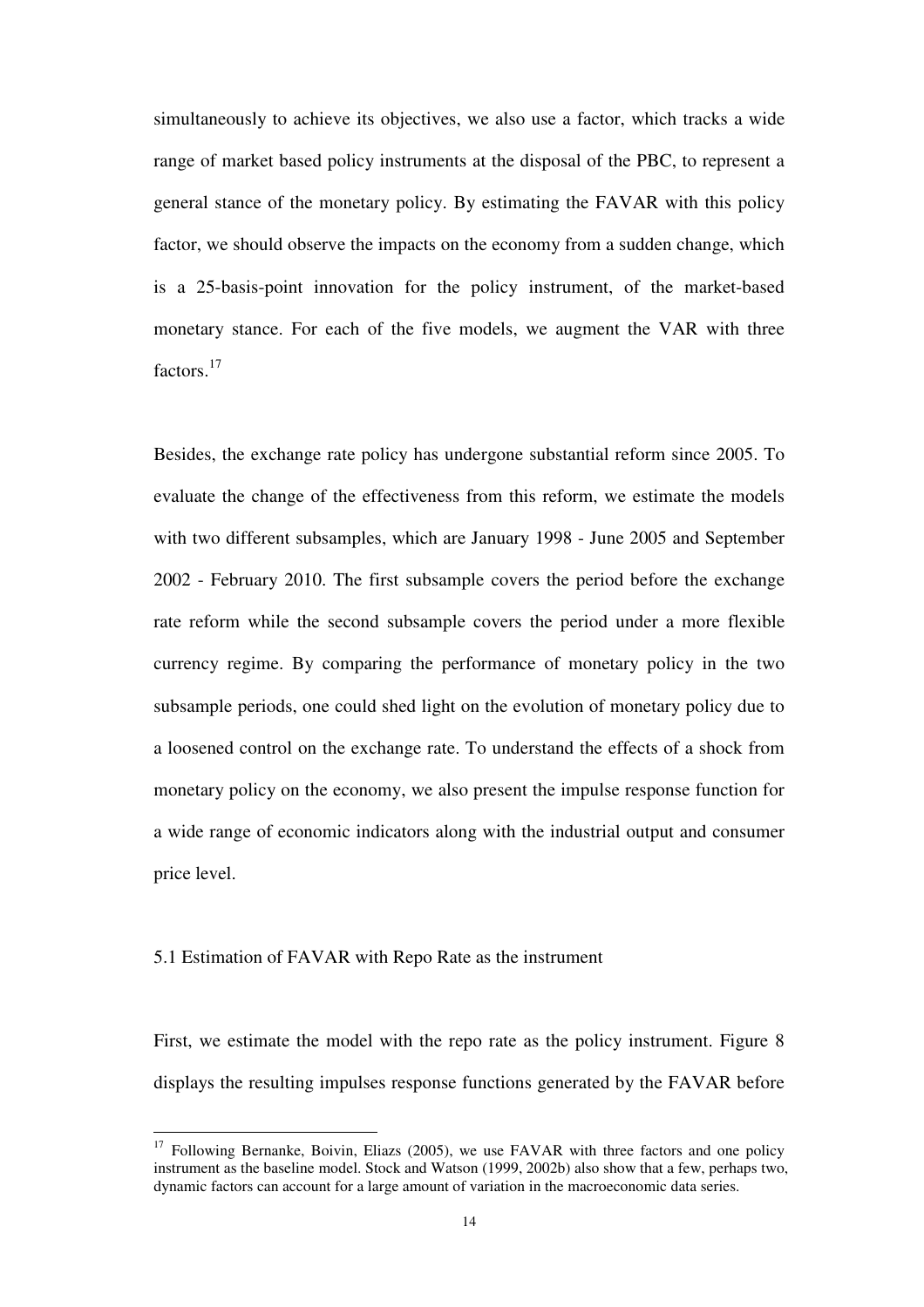simultaneously to achieve its objectives, we also use a factor, which tracks a wide range of market based policy instruments at the disposal of the PBC, to represent a general stance of the monetary policy. By estimating the FAVAR with this policy factor, we should observe the impacts on the economy from a sudden change, which is a 25-basis-point innovation for the policy instrument, of the market-based monetary stance. For each of the five models, we augment the VAR with three factors.[17]

Besides, the exchange rate policy has undergone substantial reform since 2005. To evaluate the change of the effectiveness from this reform, we estimate the models with two different subsamples, which are January 1998 - June 2005 and September 2002 - February 2010. The first subsample covers the period before the exchange rate reform while the second subsample covers the period under a more flexible currency regime. By comparing the performance of monetary policy in the two subsample periods, one could shed light on the evolution of monetary policy due to a loosened control on the exchange rate. To understand the effects of a shock from monetary policy on the economy, we also present the impulse response function for a wide range of economic indicators along with the industrial output and consumer price level.

## 5.1 Estimation of FAVAR with Repo Rate as the instrument

First, we estimate the model with the repo rate as the policy instrument. Figure 8 displays the resulting impulses response functions generated by the FAVAR before

---

[17] Following Bernanke, Boivin, Eliazs (2005), we use FAVAR with three factors and one policy instrument as the baseline model. Stock and Watson (1999, 2002b) also show that a few, perhaps two, dynamic factors can account for a large amount of variation in the macroeconomic data series.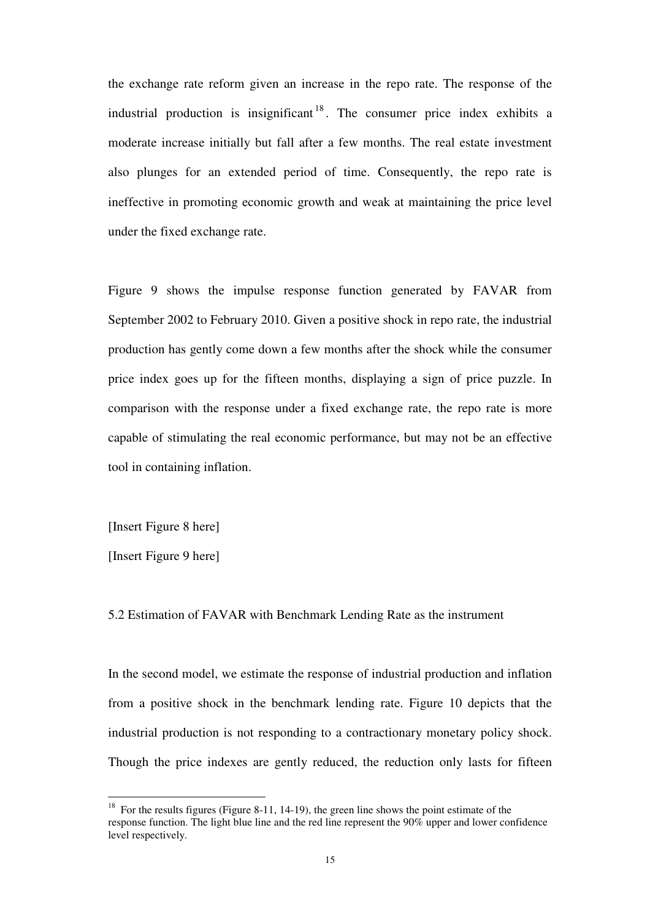the exchange rate reform given an increase in the repo rate. The response of the industrial production is insignificant[18]. The consumer price index exhibits a moderate increase initially but fall after a few months. The real estate investment also plunges for an extended period of time. Consequently, the repo rate is ineffective in promoting economic growth and weak at maintaining the price level under the fixed exchange rate.

Figure 9 shows the impulse response function generated by FAVAR from September 2002 to February 2010. Given a positive shock in repo rate, the industrial production has gently come down a few months after the shock while the consumer price index goes up for the fifteen months, displaying a sign of price puzzle. In comparison with the response under a fixed exchange rate, the repo rate is more capable of stimulating the real economic performance, but may not be an effective tool in containing inflation.

[Insert Figure 8 here]

[Insert Figure 9 here]

### 5.2 Estimation of FAVAR with Benchmark Lending Rate as the instrument

In the second model, we estimate the response of industrial production and inflation from a positive shock in the benchmark lending rate. Figure 10 depicts that the industrial production is not responding to a contractionary monetary policy shock. Though the price indexes are gently reduced, the reduction only lasts for fifteen

---

[18] For the results figures (Figure 8-11, 14-19), the green line shows the point estimate of the response function. The light blue line and the red line represent the 90% upper and lower confidence level respectively.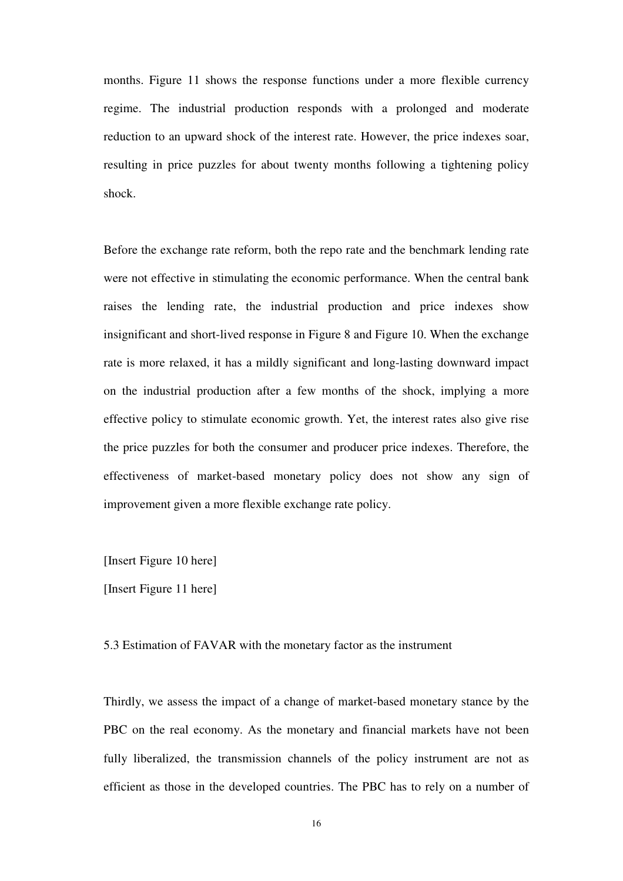months. Figure 11 shows the response functions under a more flexible currency regime. The industrial production responds with a prolonged and moderate reduction to an upward shock of the interest rate. However, the price indexes soar, resulting in price puzzles for about twenty months following a tightening policy shock.

Before the exchange rate reform, both the repo rate and the benchmark lending rate were not effective in stimulating the economic performance. When the central bank raises the lending rate, the industrial production and price indexes show insignificant and short-lived response in Figure 8 and Figure 10. When the exchange rate is more relaxed, it has a mildly significant and long-lasting downward impact on the industrial production after a few months of the shock, implying a more effective policy to stimulate economic growth. Yet, the interest rates also give rise the price puzzles for both the consumer and producer price indexes. Therefore, the effectiveness of market-based monetary policy does not show any sign of improvement given a more flexible exchange rate policy.

[Insert Figure 10 here]

[Insert Figure 11 here]

### 5.3 Estimation of FAVAR with the monetary factor as the instrument

Thirdly, we assess the impact of a change of market-based monetary stance by the PBC on the real economy. As the monetary and financial markets have not been fully liberalized, the transmission channels of the policy instrument are not as efficient as those in the developed countries. The PBC has to rely on a number of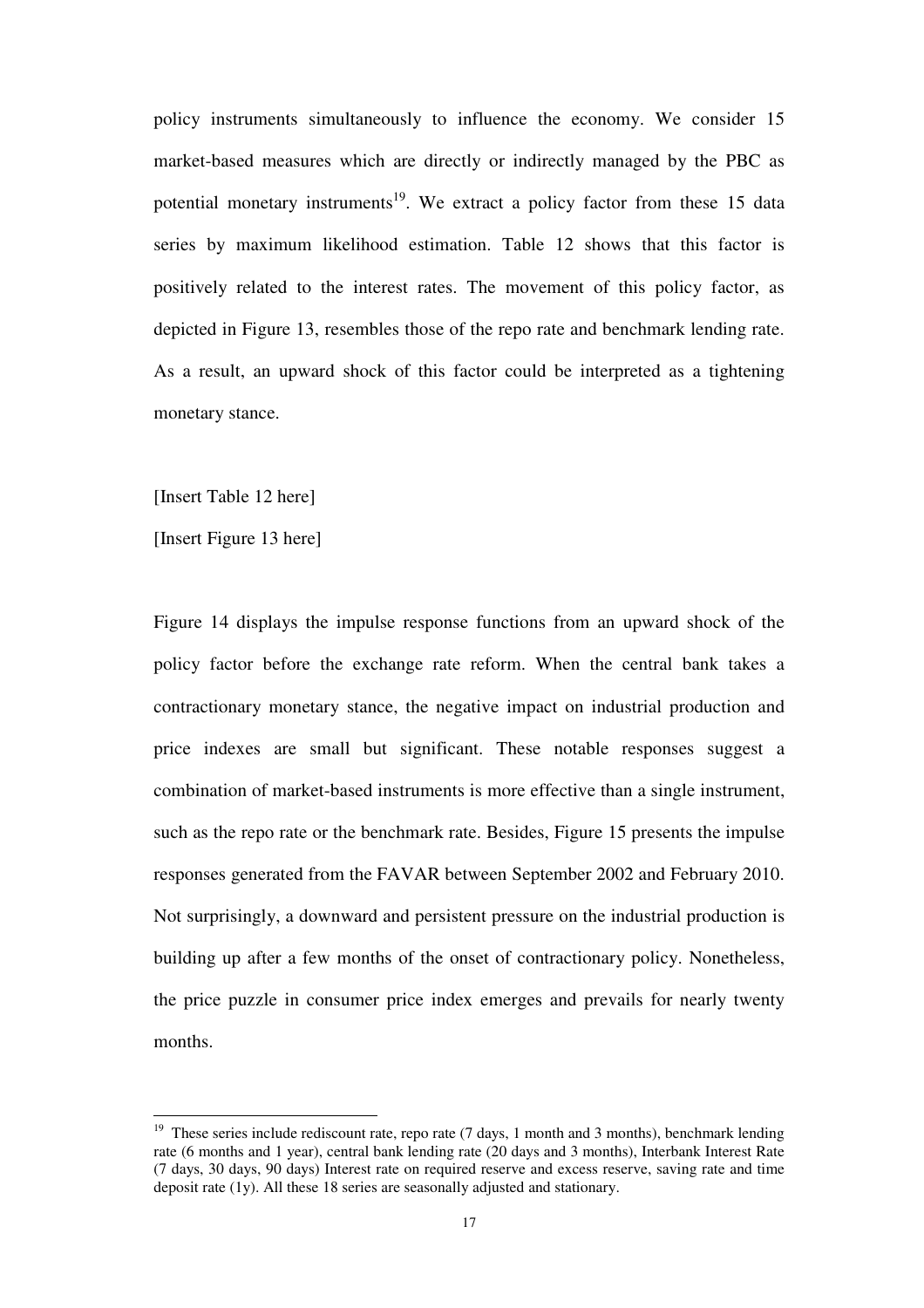policy instruments simultaneously to influence the economy. We consider 15 market-based measures which are directly or indirectly managed by the PBC as potential monetary instruments[19]. We extract a policy factor from these 15 data series by maximum likelihood estimation. Table 12 shows that this factor is positively related to the interest rates. The movement of this policy factor, as depicted in Figure 13, resembles those of the repo rate and benchmark lending rate. As a result, an upward shock of this factor could be interpreted as a tightening monetary stance.

[Insert Table 12 here]

[Insert Figure 13 here]

Figure 14 displays the impulse response functions from an upward shock of the policy factor before the exchange rate reform. When the central bank takes a contractionary monetary stance, the negative impact on industrial production and price indexes are small but significant. These notable responses suggest a combination of market-based instruments is more effective than a single instrument, such as the repo rate or the benchmark rate. Besides, Figure 15 presents the impulse responses generated from the FAVAR between September 2002 and February 2010. Not surprisingly, a downward and persistent pressure on the industrial production is building up after a few months of the onset of contractionary policy. Nonetheless, the price puzzle in consumer price index emerges and prevails for nearly twenty months.

---

[19] These series include rediscount rate, repo rate (7 days, 1 month and 3 months), benchmark lending rate (6 months and 1 year), central bank lending rate (20 days and 3 months), Interbank Interest Rate (7 days, 30 days, 90 days) Interest rate on required reserve and excess reserve, saving rate and time deposit rate (1y). All these 18 series are seasonally adjusted and stationary.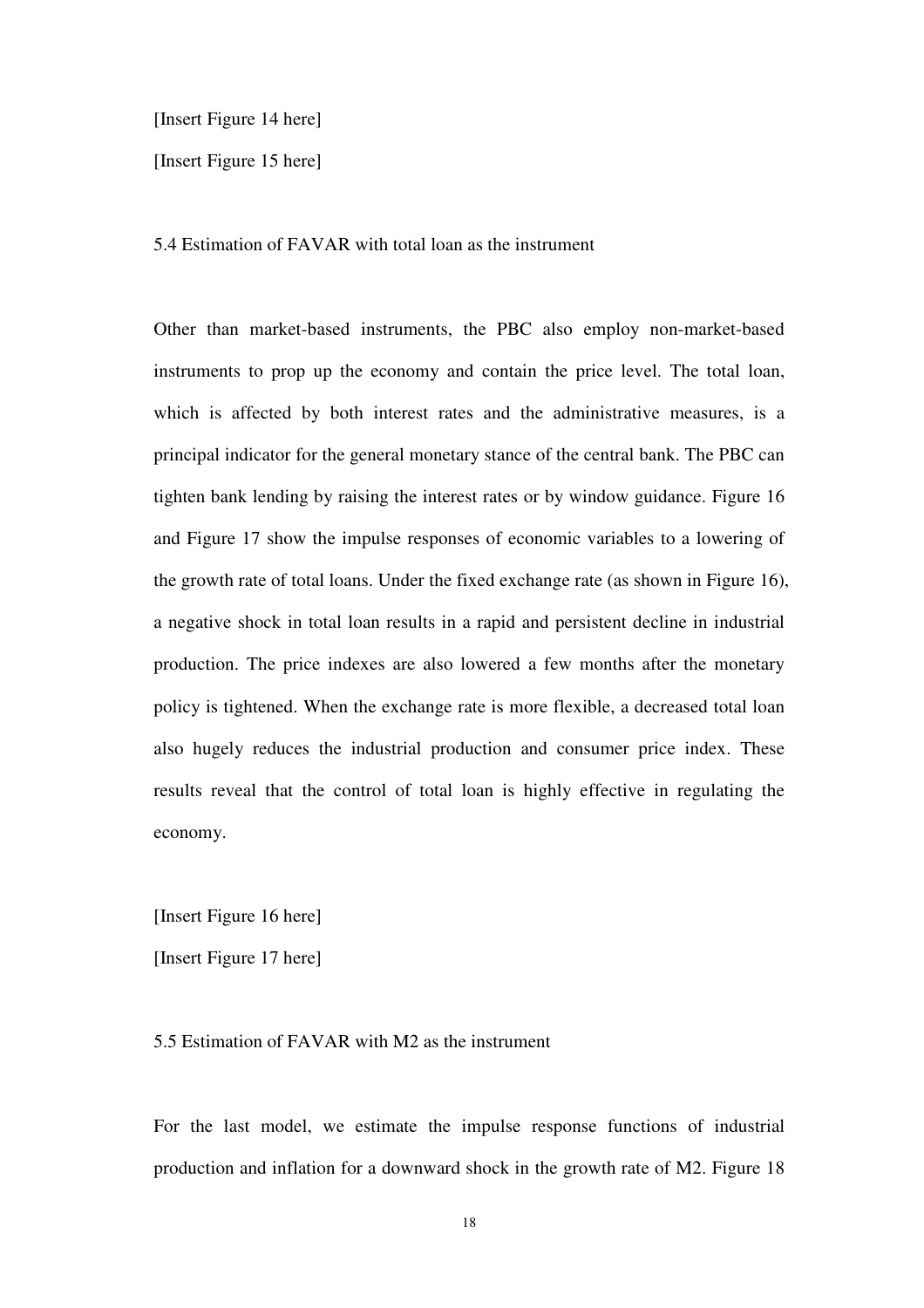[Insert Figure 14 here]

[Insert Figure 15 here]

5.4 Estimation of FAVAR with total loan as the instrument

Other than market-based instruments, the PBC also employ non-market-based instruments to prop up the economy and contain the price level. The total loan, which is affected by both interest rates and the administrative measures, is a principal indicator for the general monetary stance of the central bank. The PBC can tighten bank lending by raising the interest rates or by window guidance. Figure 16 and Figure 17 show the impulse responses of economic variables to a lowering of the growth rate of total loans. Under the fixed exchange rate (as shown in Figure 16), a negative shock in total loan results in a rapid and persistent decline in industrial production. The price indexes are also lowered a few months after the monetary policy is tightened. When the exchange rate is more flexible, a decreased total loan also hugely reduces the industrial production and consumer price index. These results reveal that the control of total loan is highly effective in regulating the economy.

[Insert Figure 16 here]

[Insert Figure 17 here]

5.5 Estimation of FAVAR with M2 as the instrument

For the last model, we estimate the impulse response functions of industrial production and inflation for a downward shock in the growth rate of M2. Figure 18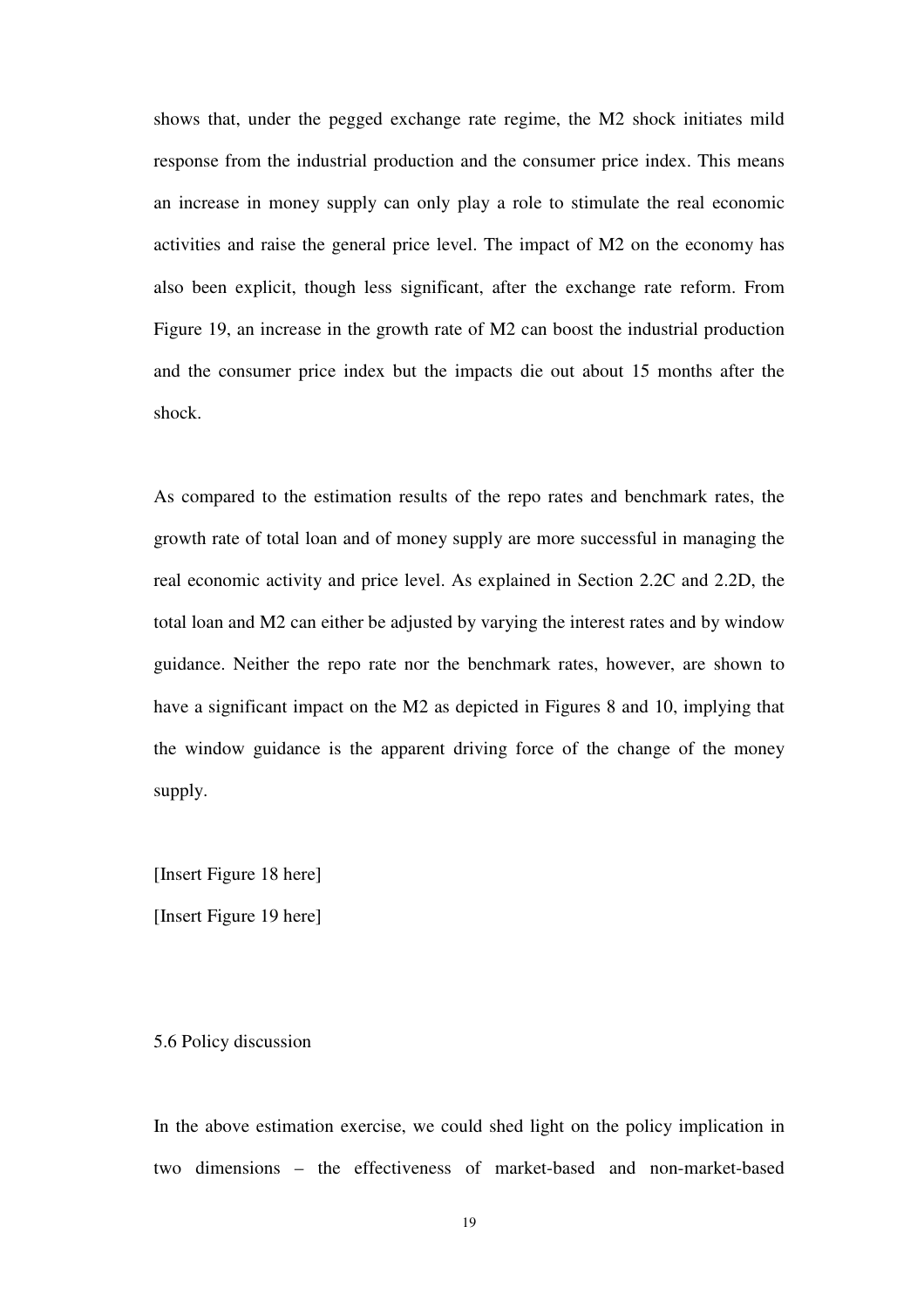shows that, under the pegged exchange rate regime, the M2 shock initiates mild response from the industrial production and the consumer price index. This means an increase in money supply can only play a role to stimulate the real economic activities and raise the general price level. The impact of M2 on the economy has also been explicit, though less significant, after the exchange rate reform. From Figure 19, an increase in the growth rate of M2 can boost the industrial production and the consumer price index but the impacts die out about 15 months after the shock.

As compared to the estimation results of the repo rates and benchmark rates, the growth rate of total loan and of money supply are more successful in managing the real economic activity and price level. As explained in Section 2.2C and 2.2D, the total loan and M2 can either be adjusted by varying the interest rates and by window guidance. Neither the repo rate nor the benchmark rates, however, are shown to have a significant impact on the M2 as depicted in Figures 8 and 10, implying that the window guidance is the apparent driving force of the change of the money supply.

[Insert Figure 18 here]

[Insert Figure 19 here]

### 5.6 Policy discussion

In the above estimation exercise, we could shed light on the policy implication in two dimensions – the effectiveness of market-based and non-market-based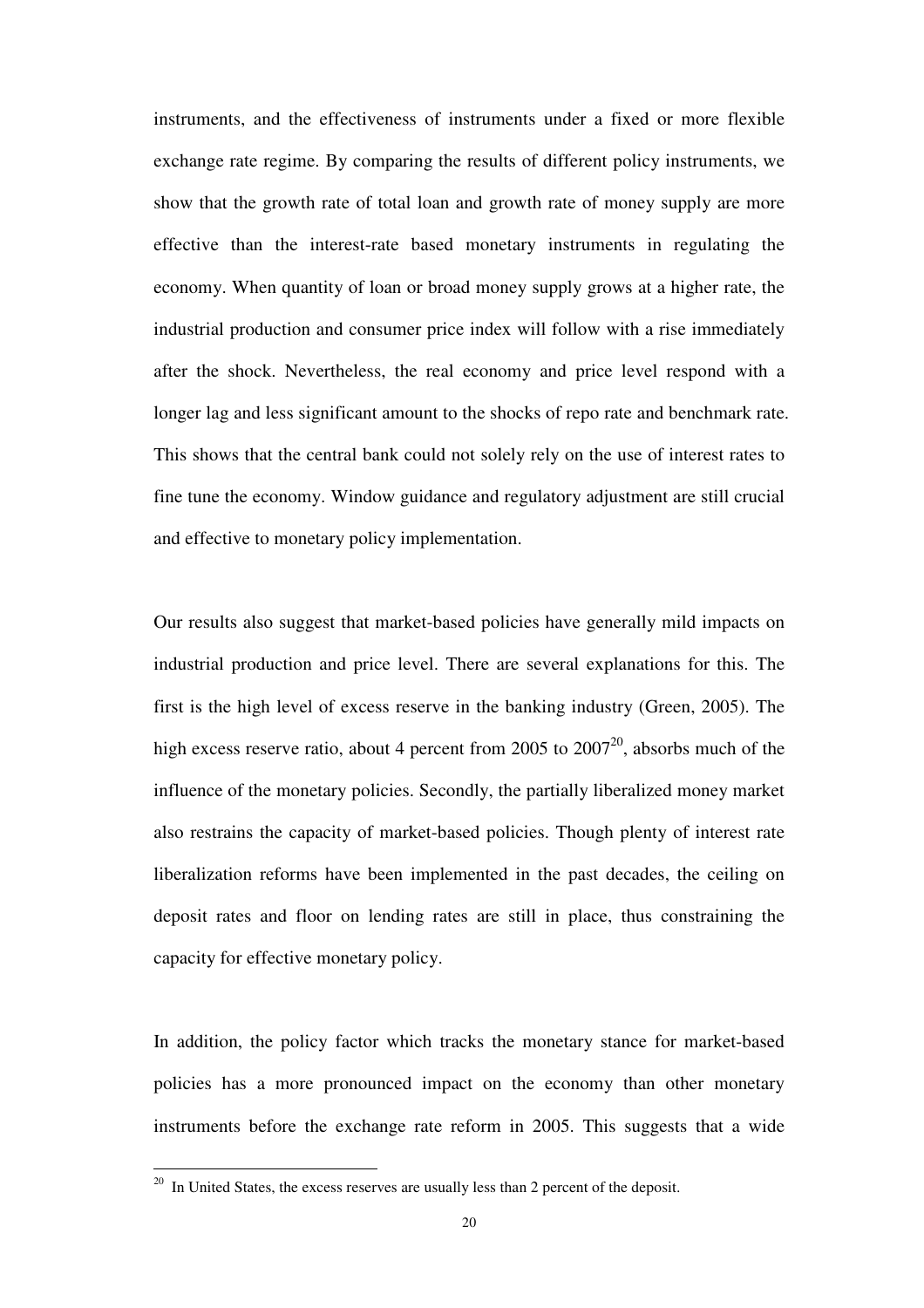instruments, and the effectiveness of instruments under a fixed or more flexible exchange rate regime. By comparing the results of different policy instruments, we show that the growth rate of total loan and growth rate of money supply are more effective than the interest-rate based monetary instruments in regulating the economy. When quantity of loan or broad money supply grows at a higher rate, the industrial production and consumer price index will follow with a rise immediately after the shock. Nevertheless, the real economy and price level respond with a longer lag and less significant amount to the shocks of repo rate and benchmark rate. This shows that the central bank could not solely rely on the use of interest rates to fine tune the economy. Window guidance and regulatory adjustment are still crucial and effective to monetary policy implementation.

Our results also suggest that market-based policies have generally mild impacts on industrial production and price level. There are several explanations for this. The first is the high level of excess reserve in the banking industry (Green, 2005). The high excess reserve ratio, about 4 percent from 2005 to 2007[20], absorbs much of the influence of the monetary policies. Secondly, the partially liberalized money market also restrains the capacity of market-based policies. Though plenty of interest rate liberalization reforms have been implemented in the past decades, the ceiling on deposit rates and floor on lending rates are still in place, thus constraining the capacity for effective monetary policy.

In addition, the policy factor which tracks the monetary stance for market-based policies has a more pronounced impact on the economy than other monetary instruments before the exchange rate reform in 2005. This suggests that a wide

[20] In United States, the excess reserves are usually less than 2 percent of the deposit.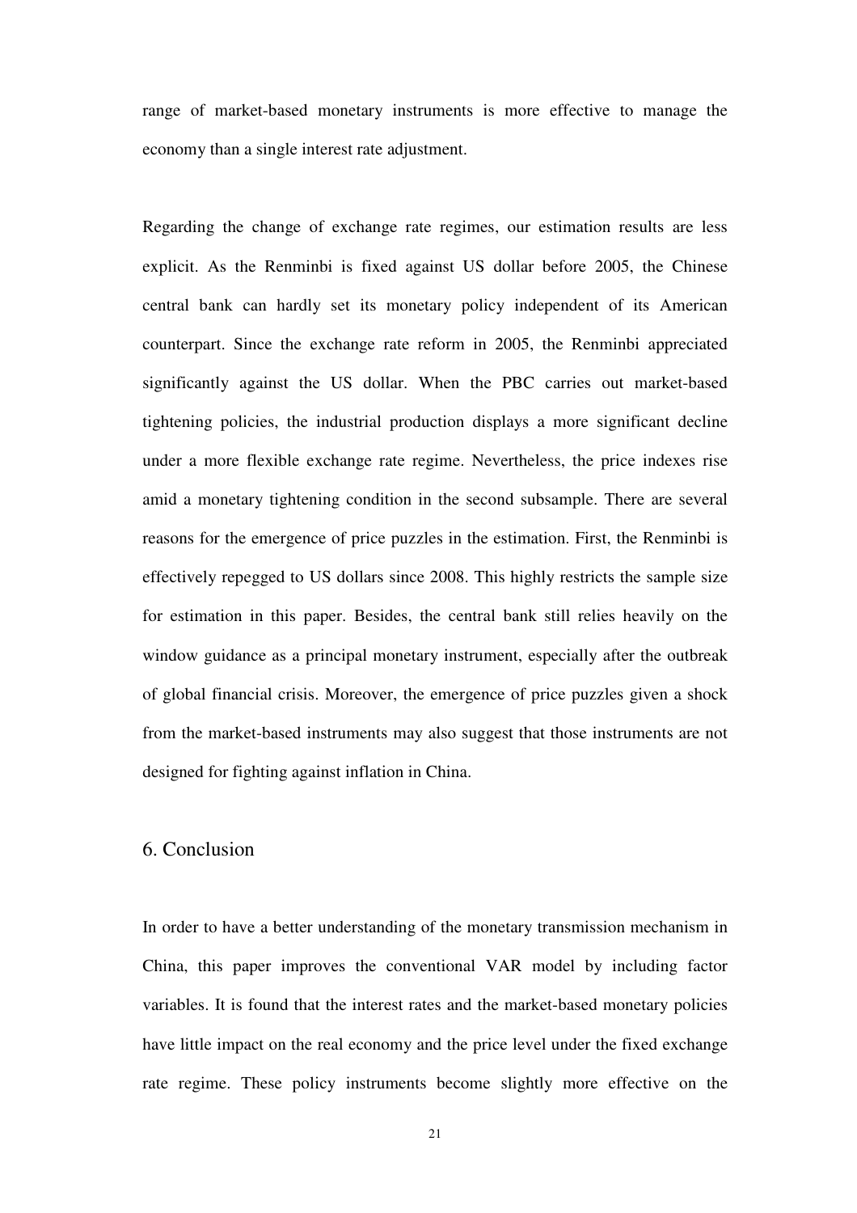range of market-based monetary instruments is more effective to manage the economy than a single interest rate adjustment.

Regarding the change of exchange rate regimes, our estimation results are less explicit. As the Renminbi is fixed against US dollar before 2005, the Chinese central bank can hardly set its monetary policy independent of its American counterpart. Since the exchange rate reform in 2005, the Renminbi appreciated significantly against the US dollar. When the PBC carries out market-based tightening policies, the industrial production displays a more significant decline under a more flexible exchange rate regime. Nevertheless, the price indexes rise amid a monetary tightening condition in the second subsample. There are several reasons for the emergence of price puzzles in the estimation. First, the Renminbi is effectively repegged to US dollars since 2008. This highly restricts the sample size for estimation in this paper. Besides, the central bank still relies heavily on the window guidance as a principal monetary instrument, especially after the outbreak of global financial crisis. Moreover, the emergence of price puzzles given a shock from the market-based instruments may also suggest that those instruments are not designed for fighting against inflation in China.

## 6. Conclusion

In order to have a better understanding of the monetary transmission mechanism in China, this paper improves the conventional VAR model by including factor variables. It is found that the interest rates and the market-based monetary policies have little impact on the real economy and the price level under the fixed exchange rate regime. These policy instruments become slightly more effective on the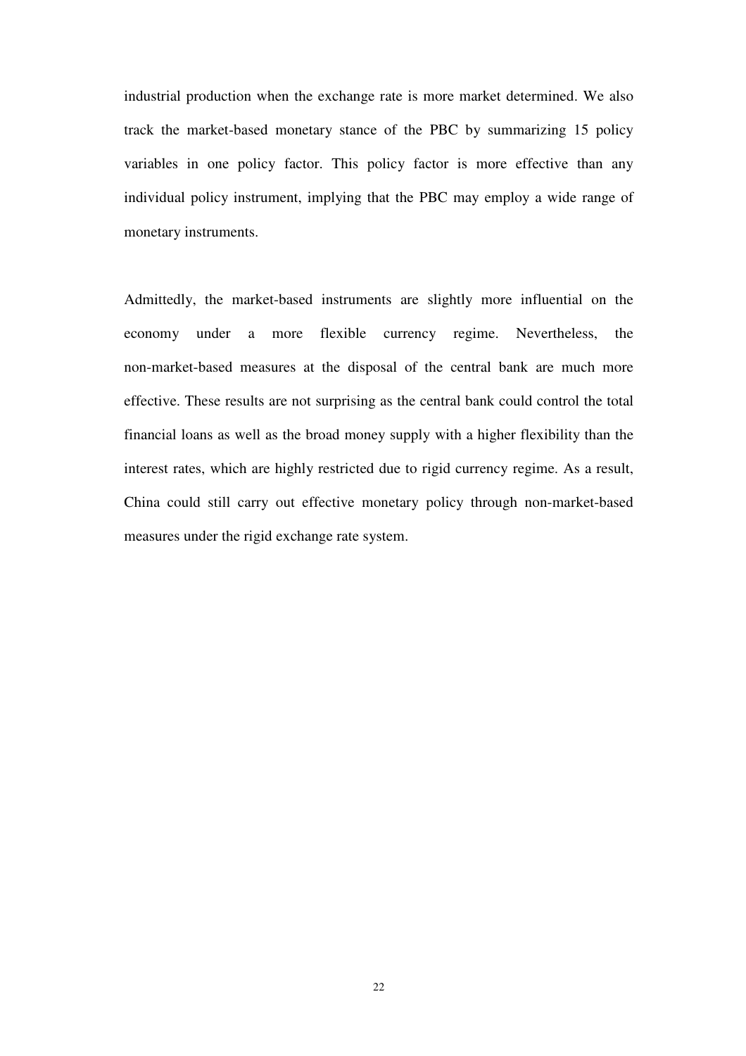industrial production when the exchange rate is more market determined. We also track the market-based monetary stance of the PBC by summarizing 15 policy variables in one policy factor. This policy factor is more effective than any individual policy instrument, implying that the PBC may employ a wide range of monetary instruments.

Admittedly, the market-based instruments are slightly more influential on the economy under a more flexible currency regime. Nevertheless, the non-market-based measures at the disposal of the central bank are much more effective. These results are not surprising as the central bank could control the total financial loans as well as the broad money supply with a higher flexibility than the interest rates, which are highly restricted due to rigid currency regime. As a result, China could still carry out effective monetary policy through non-market-based measures under the rigid exchange rate system.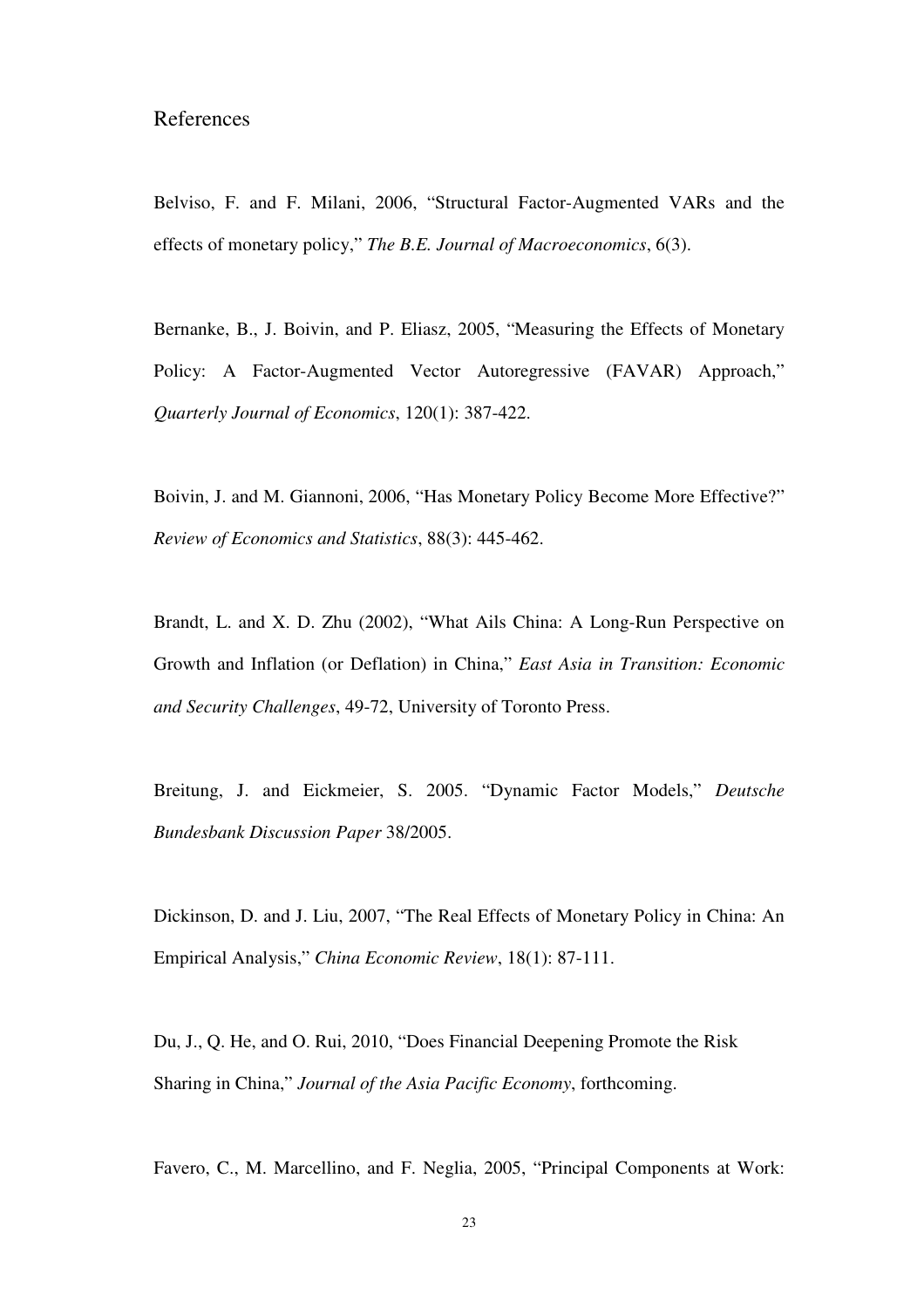# References

Belviso, F. and F. Milani, 2006, "Structural Factor-Augmented VARs and the effects of monetary policy," *The B.E. Journal of Macroeconomics*, 6(3).

Bernanke, B., J. Boivin, and P. Eliasz, 2005, "Measuring the Effects of Monetary Policy: A Factor-Augmented Vector Autoregressive (FAVAR) Approach," *Quarterly Journal of Economics*, 120(1): 387-422.

Boivin, J. and M. Giannoni, 2006, "Has Monetary Policy Become More Effective?" *Review of Economics and Statistics*, 88(3): 445-462.

Brandt, L. and X. D. Zhu (2002), "What Ails China: A Long-Run Perspective on Growth and Inflation (or Deflation) in China," *East Asia in Transition: Economic and Security Challenges*, 49-72, University of Toronto Press.

Breitung, J. and Eickmeier, S. 2005. "Dynamic Factor Models," *Deutsche Bundesbank Discussion Paper* 38/2005.

Dickinson, D. and J. Liu, 2007, "The Real Effects of Monetary Policy in China: An Empirical Analysis," *China Economic Review*, 18(1): 87-111.

Du, J., Q. He, and O. Rui, 2010, "Does Financial Deepening Promote the Risk Sharing in China," *Journal of the Asia Pacific Economy*, forthcoming.

Favero, C., M. Marcellino, and F. Neglia, 2005, "Principal Components at Work: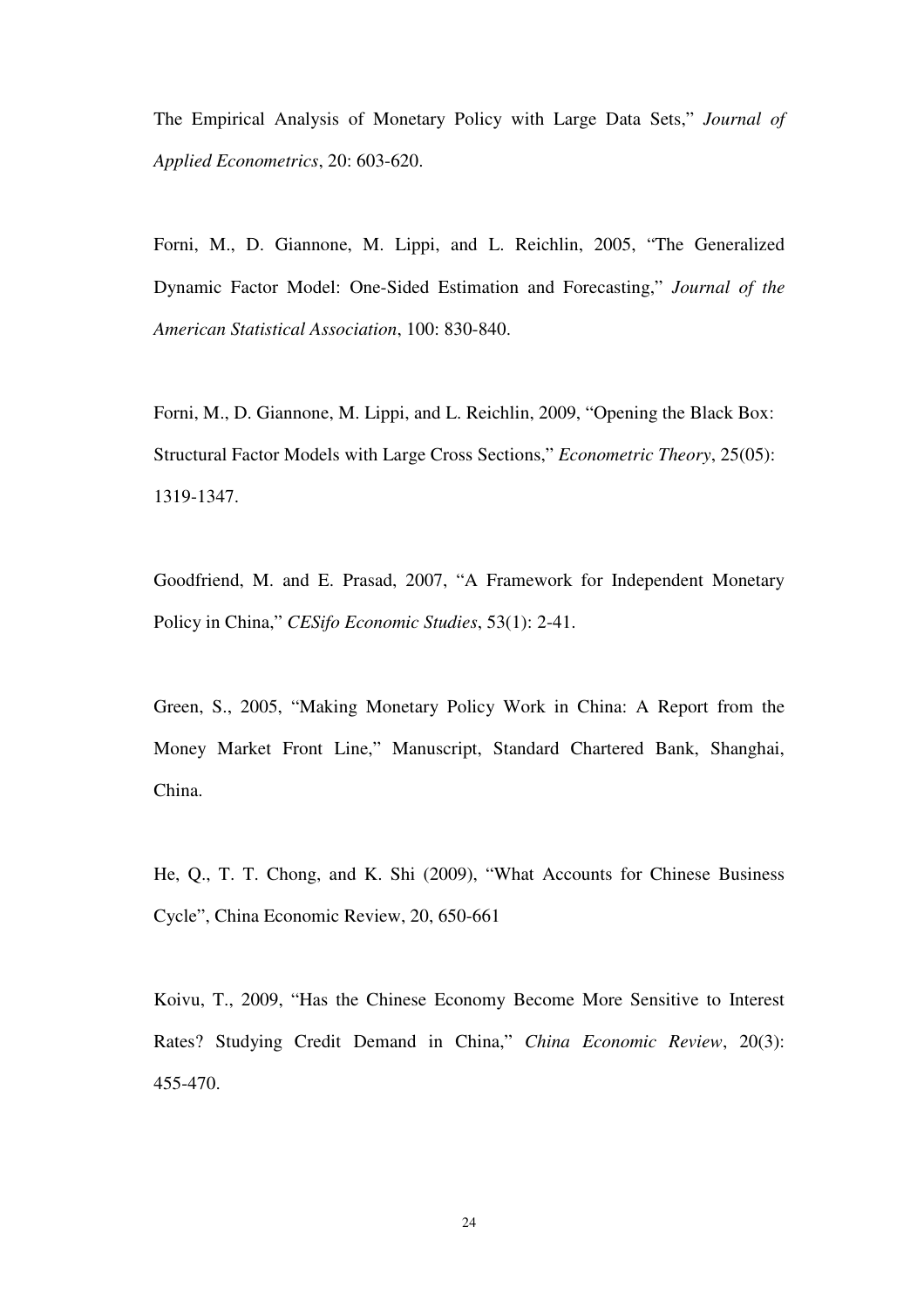The Empirical Analysis of Monetary Policy with Large Data Sets," *Journal of Applied Econometrics*, 20: 603-620.

Forni, M., D. Giannone, M. Lippi, and L. Reichlin, 2005, "The Generalized Dynamic Factor Model: One-Sided Estimation and Forecasting," *Journal of the American Statistical Association*, 100: 830-840.

Forni, M., D. Giannone, M. Lippi, and L. Reichlin, 2009, "Opening the Black Box: Structural Factor Models with Large Cross Sections," *Econometric Theory*, 25(05): 1319-1347.

Goodfriend, M. and E. Prasad, 2007, "A Framework for Independent Monetary Policy in China," *CESifo Economic Studies*, 53(1): 2-41.

Green, S., 2005, "Making Monetary Policy Work in China: A Report from the Money Market Front Line," Manuscript, Standard Chartered Bank, Shanghai, China.

He, Q., T. T. Chong, and K. Shi (2009), "What Accounts for Chinese Business Cycle", China Economic Review, 20, 650-661

Koivu, T., 2009, "Has the Chinese Economy Become More Sensitive to Interest Rates? Studying Credit Demand in China," *China Economic Review*, 20(3): 455-470.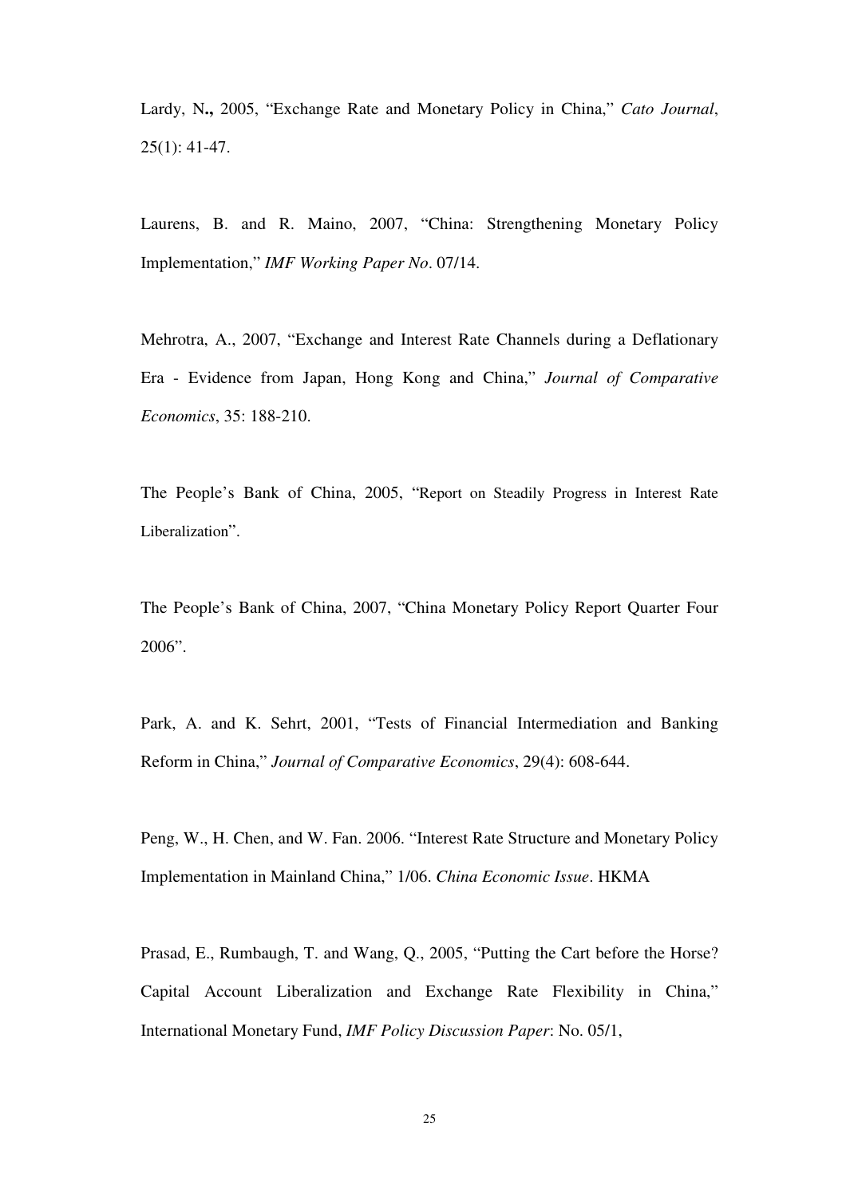Lardy, N**.,** 2005, "Exchange Rate and Monetary Policy in China," *Cato Journal*, 25(1): 41-47.

Laurens, B. and R. Maino, 2007, "China: Strengthening Monetary Policy Implementation," *IMF Working Paper No*. 07/14.

Mehrotra, A., 2007, "Exchange and Interest Rate Channels during a Deflationary Era - Evidence from Japan, Hong Kong and China," *Journal of Comparative Economics*, 35: 188-210.

The People's Bank of China, 2005, "Report on Steadily Progress in Interest Rate Liberalization".

The People's Bank of China, 2007, "China Monetary Policy Report Quarter Four 2006".

Park, A. and K. Sehrt, 2001, "Tests of Financial Intermediation and Banking Reform in China," *Journal of Comparative Economics*, 29(4): 608-644.

Peng, W., H. Chen, and W. Fan. 2006. "Interest Rate Structure and Monetary Policy Implementation in Mainland China," 1/06. *China Economic Issue*. HKMA

Prasad, E., Rumbaugh, T. and Wang, Q., 2005, "Putting the Cart before the Horse? Capital Account Liberalization and Exchange Rate Flexibility in China," International Monetary Fund, *IMF Policy Discussion Paper*: No. 05/1,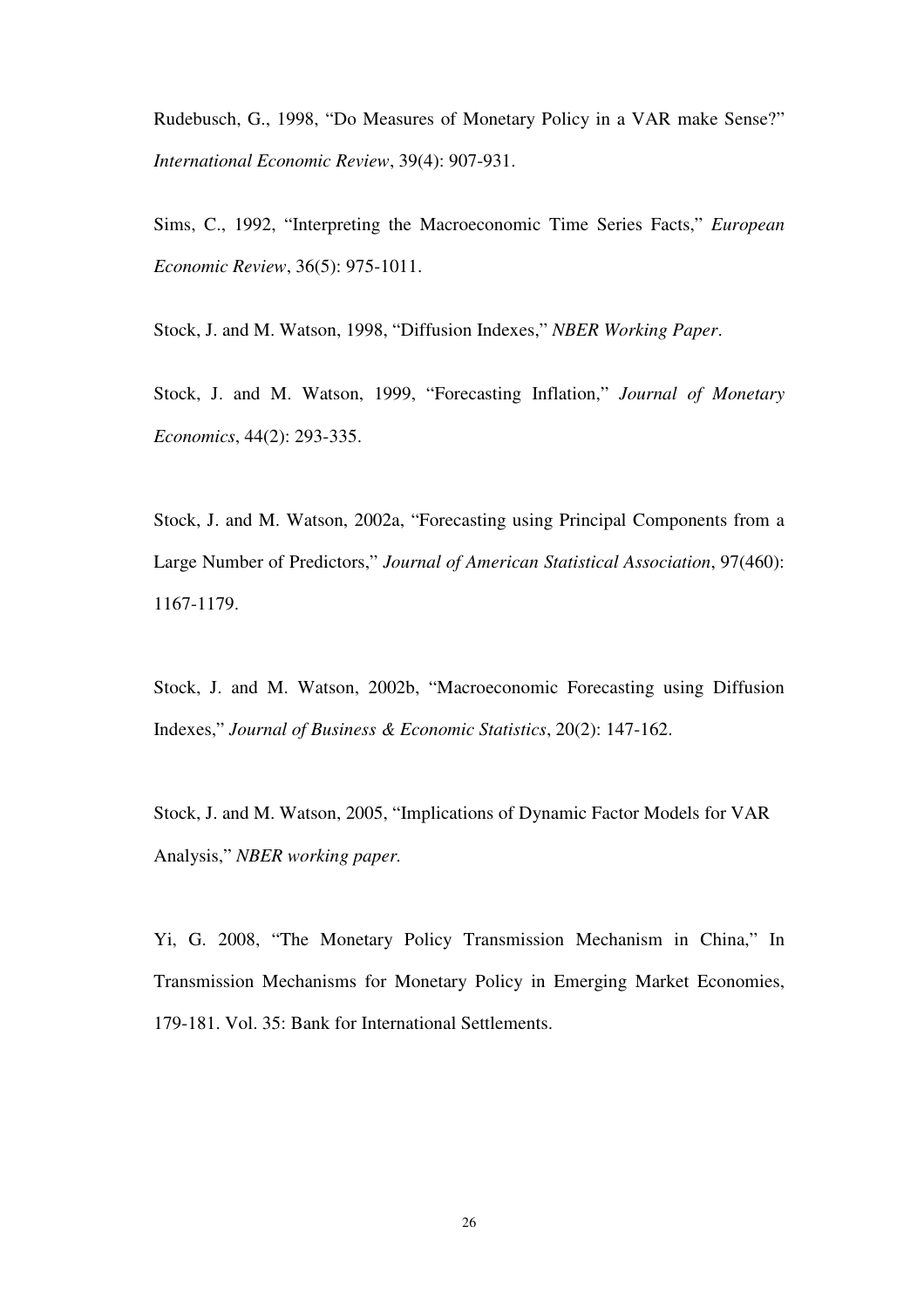Rudebusch, G., 1998, "Do Measures of Monetary Policy in a VAR make Sense?" *International Economic Review*, 39(4): 907-931.

Sims, C., 1992, "Interpreting the Macroeconomic Time Series Facts," *European Economic Review*, 36(5): 975-1011.

Stock, J. and M. Watson, 1998, "Diffusion Indexes," *NBER Working Paper*.

Stock, J. and M. Watson, 1999, "Forecasting Inflation," *Journal of Monetary Economics*, 44(2): 293-335.

Stock, J. and M. Watson, 2002a, "Forecasting using Principal Components from a Large Number of Predictors," *Journal of American Statistical Association*, 97(460): 1167-1179.

Stock, J. and M. Watson, 2002b, "Macroeconomic Forecasting using Diffusion Indexes," *Journal of Business & Economic Statistics*, 20(2): 147-162.

Stock, J. and M. Watson, 2005, "Implications of Dynamic Factor Models for VAR Analysis," *NBER working paper.*

Yi, G. 2008, "The Monetary Policy Transmission Mechanism in China," In Transmission Mechanisms for Monetary Policy in Emerging Market Economies, 179-181. Vol. 35: Bank for International Settlements.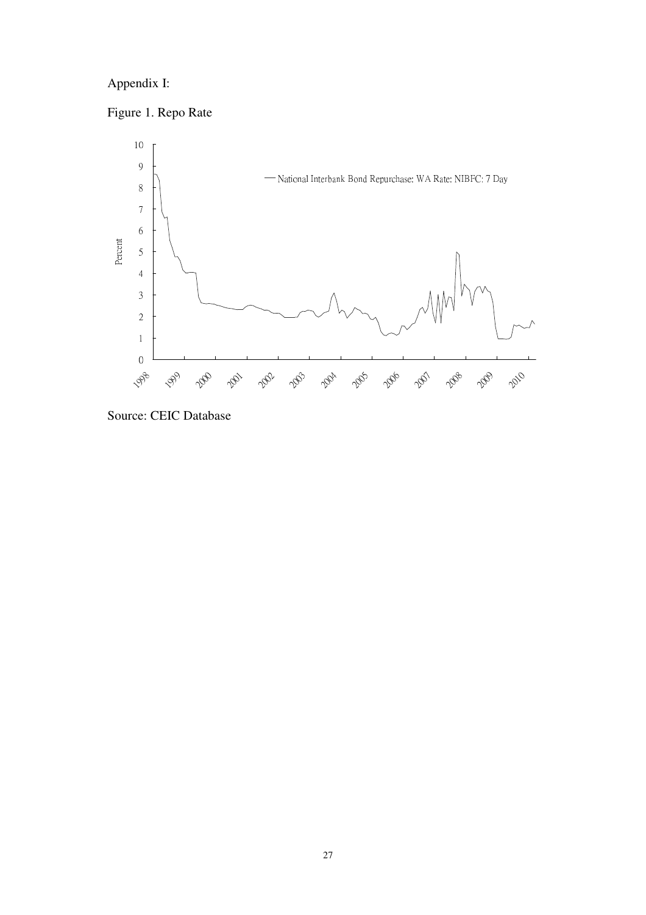Appendix I:

Figure 1. Repo Rate

Source: CEIC Database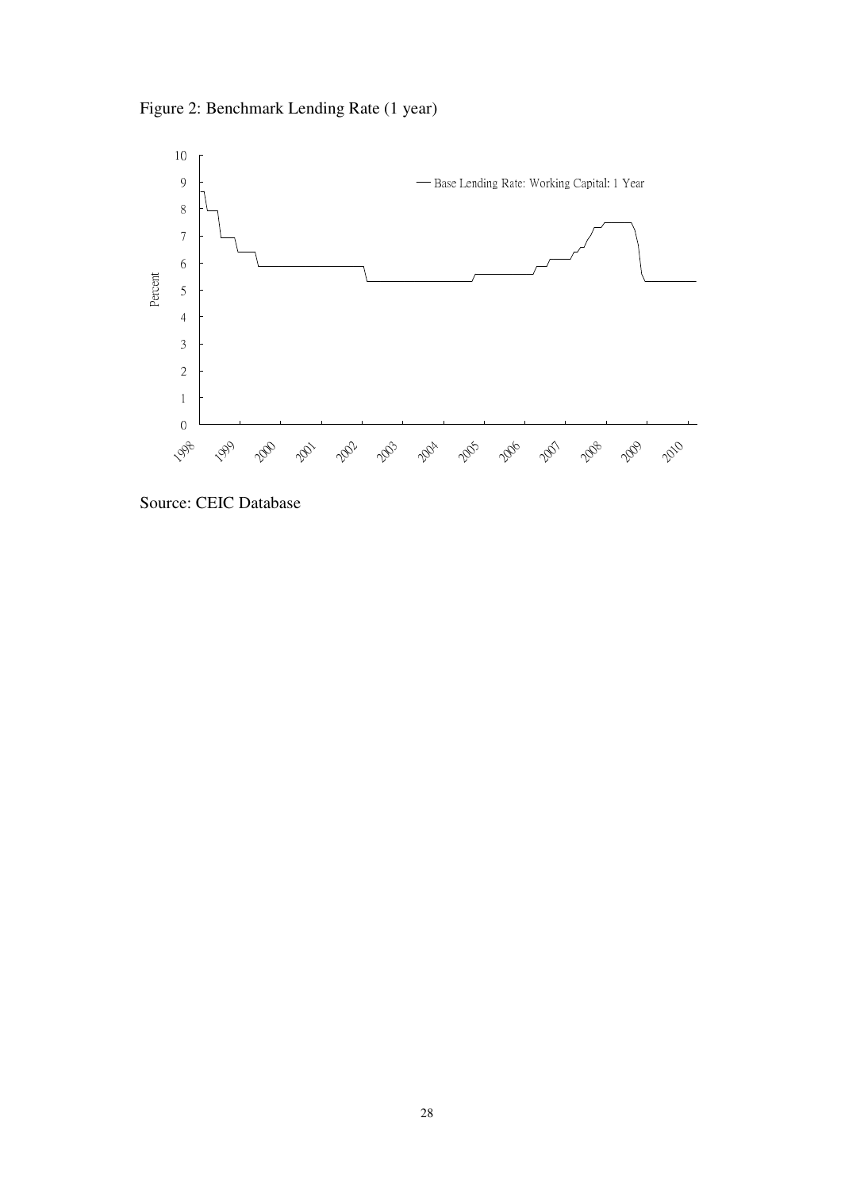Figure 2: Benchmark Lending Rate (1 year)

Source: CEIC Database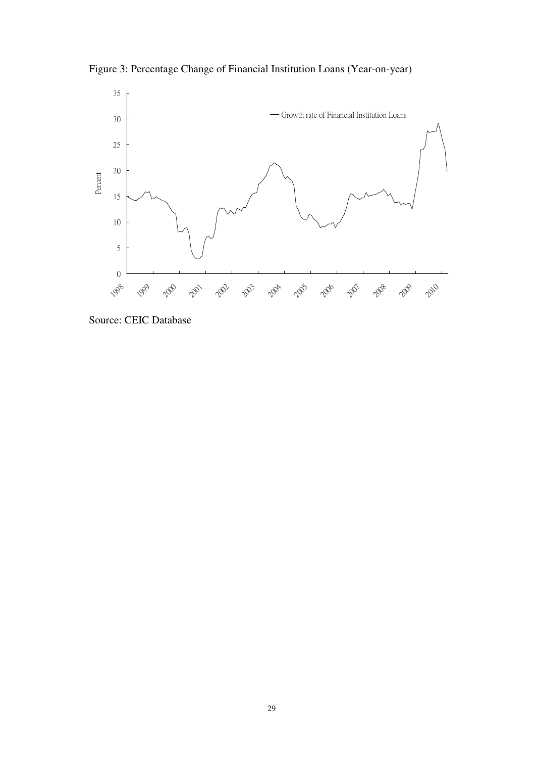Figure 3: Percentage Change of Financial Institution Loans (Year-on-year)

Source: CEIC Database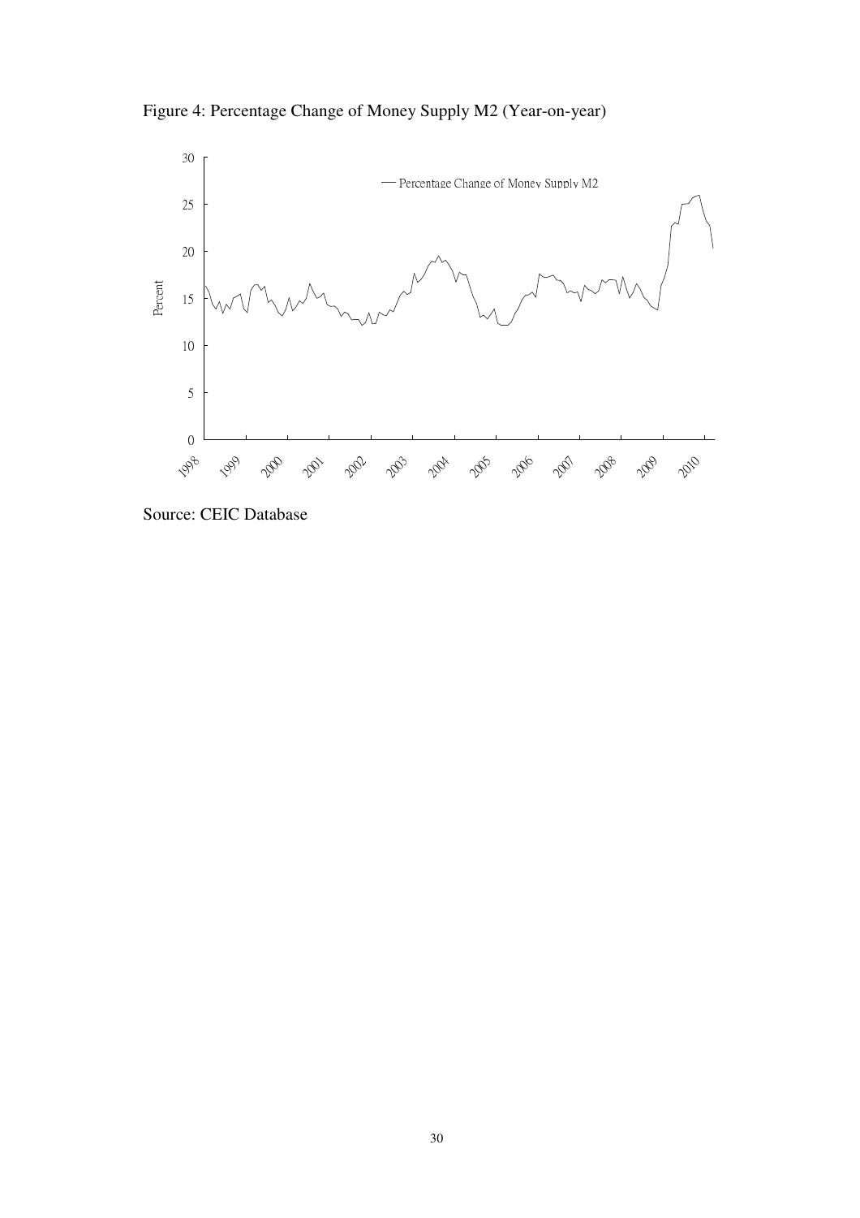Figure 4: Percentage Change of Money Supply M2 (Year-on-year)

Source: CEIC Database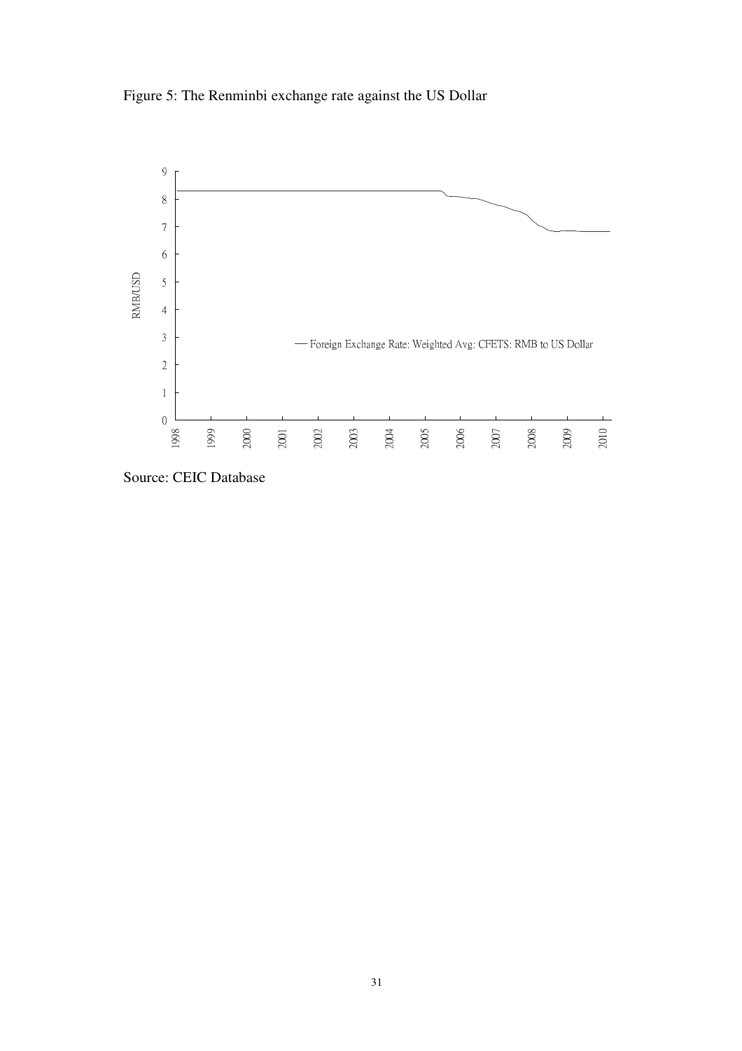Figure 5: The Renminbi exchange rate against the US Dollar

Source: CEIC Database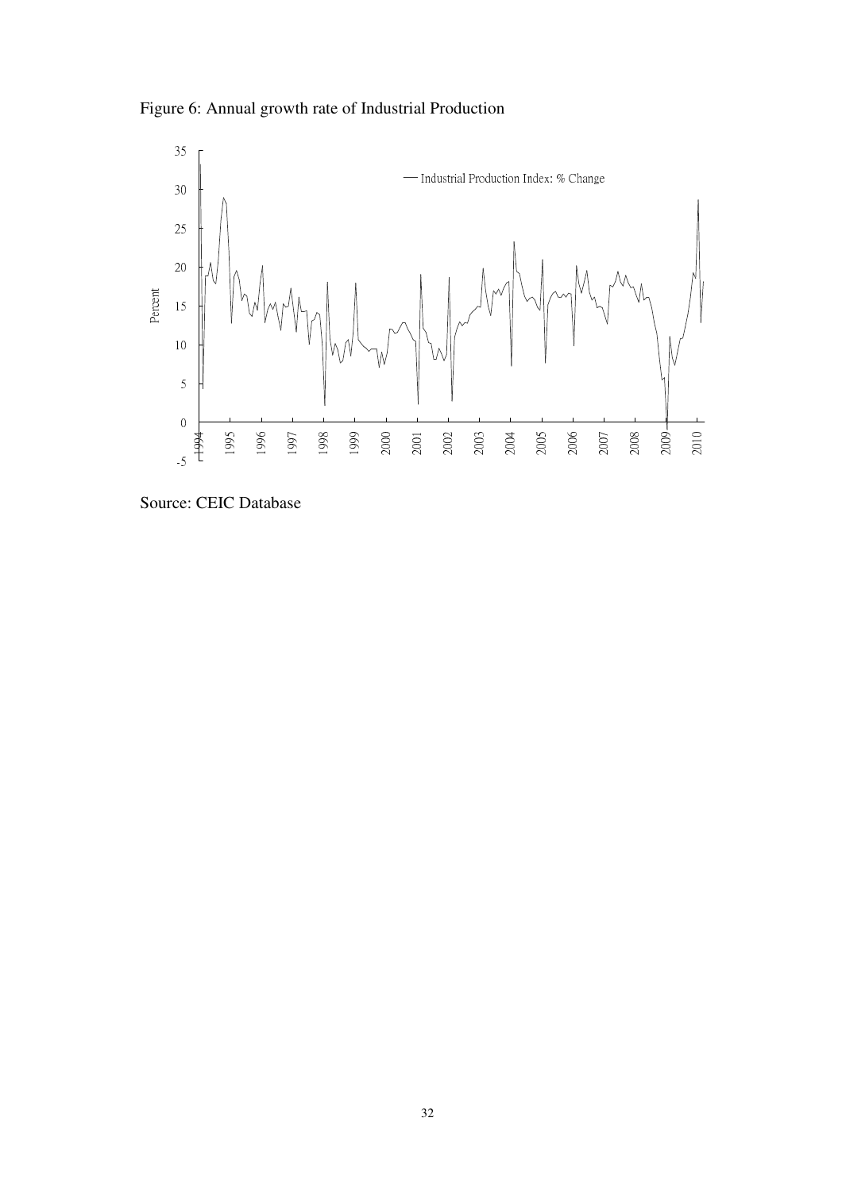Figure 6: Annual growth rate of Industrial Production

Source: CEIC Database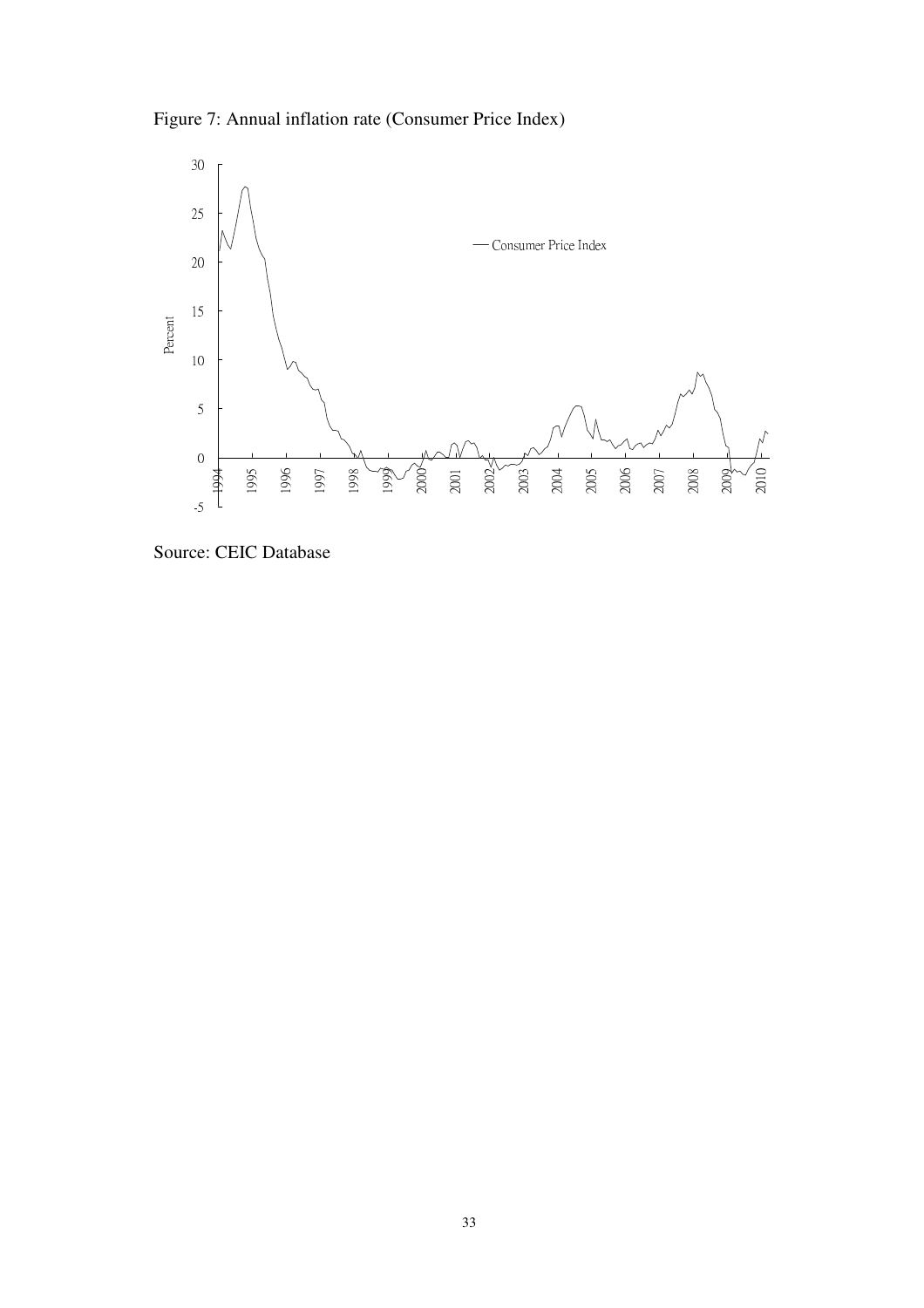Figure 7: Annual inflation rate (Consumer Price Index)

Source: CEIC Database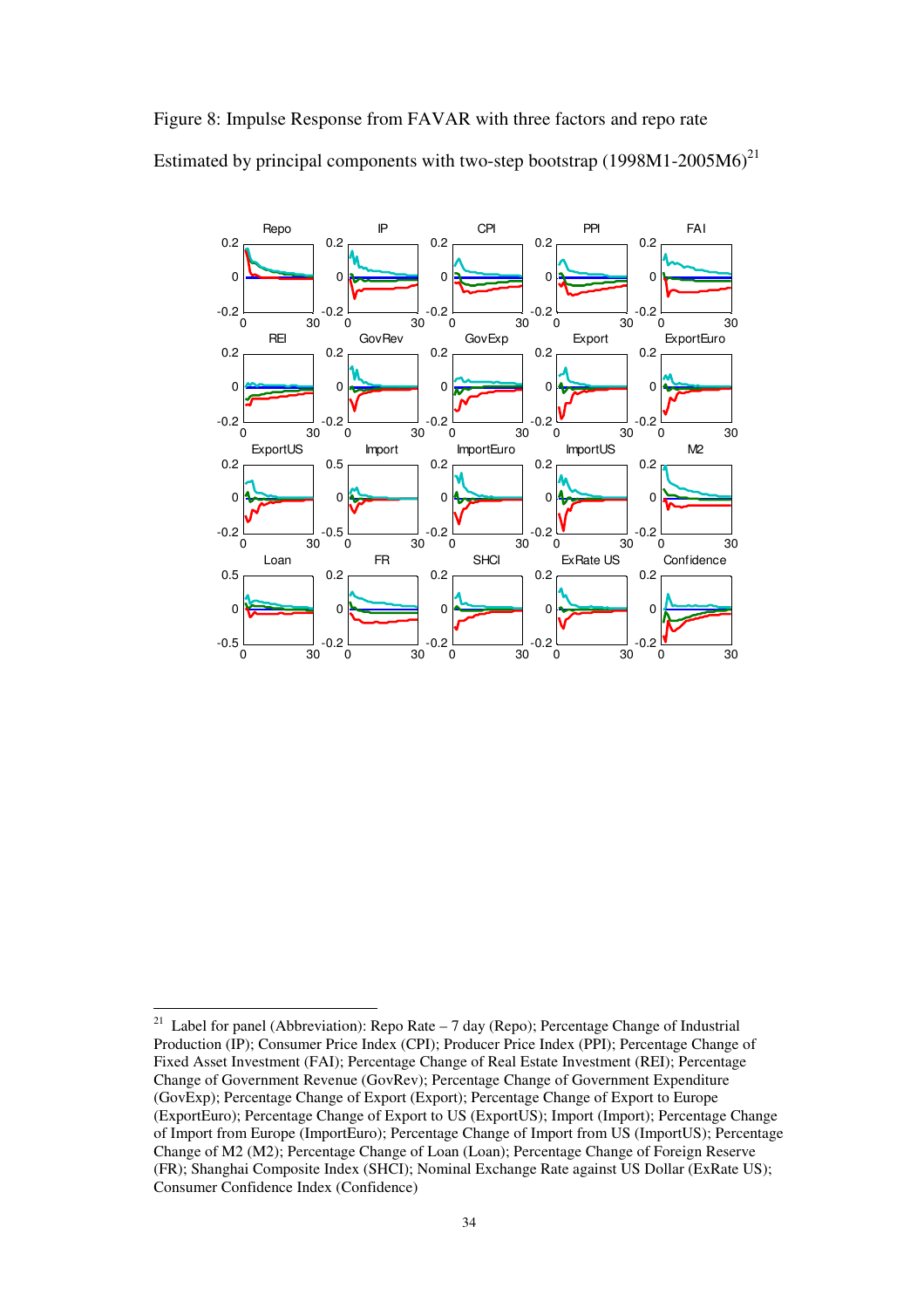Figure 8: Impulse Response from FAVAR with three factors and repo rate

Estimated by principal components with two-step bootstrap (1998M1-2005M6)[21]

[21] Label for panel (Abbreviation): Repo Rate – 7 day (Repo); Percentage Change of Industrial Production (IP); Consumer Price Index (CPI); Producer Price Index (PPI); Percentage Change of Fixed Asset Investment (FAI); Percentage Change of Real Estate Investment (REI); Percentage Change of Government Revenue (GovRev); Percentage Change of Government Expenditure (GovExp); Percentage Change of Export (Export); Percentage Change of Export to Europe (ExportEuro); Percentage Change of Export to US (ExportUS); Import (Import); Percentage Change of Import from Europe (ImportEuro); Percentage Change of Import from US (ImportUS); Percentage Change of M2 (M2); Percentage Change of Loan (Loan); Percentage Change of Foreign Reserve (FR); Shanghai Composite Index (SHCI); Nominal Exchange Rate against US Dollar (ExRate US); Consumer Confidence Index (Confidence)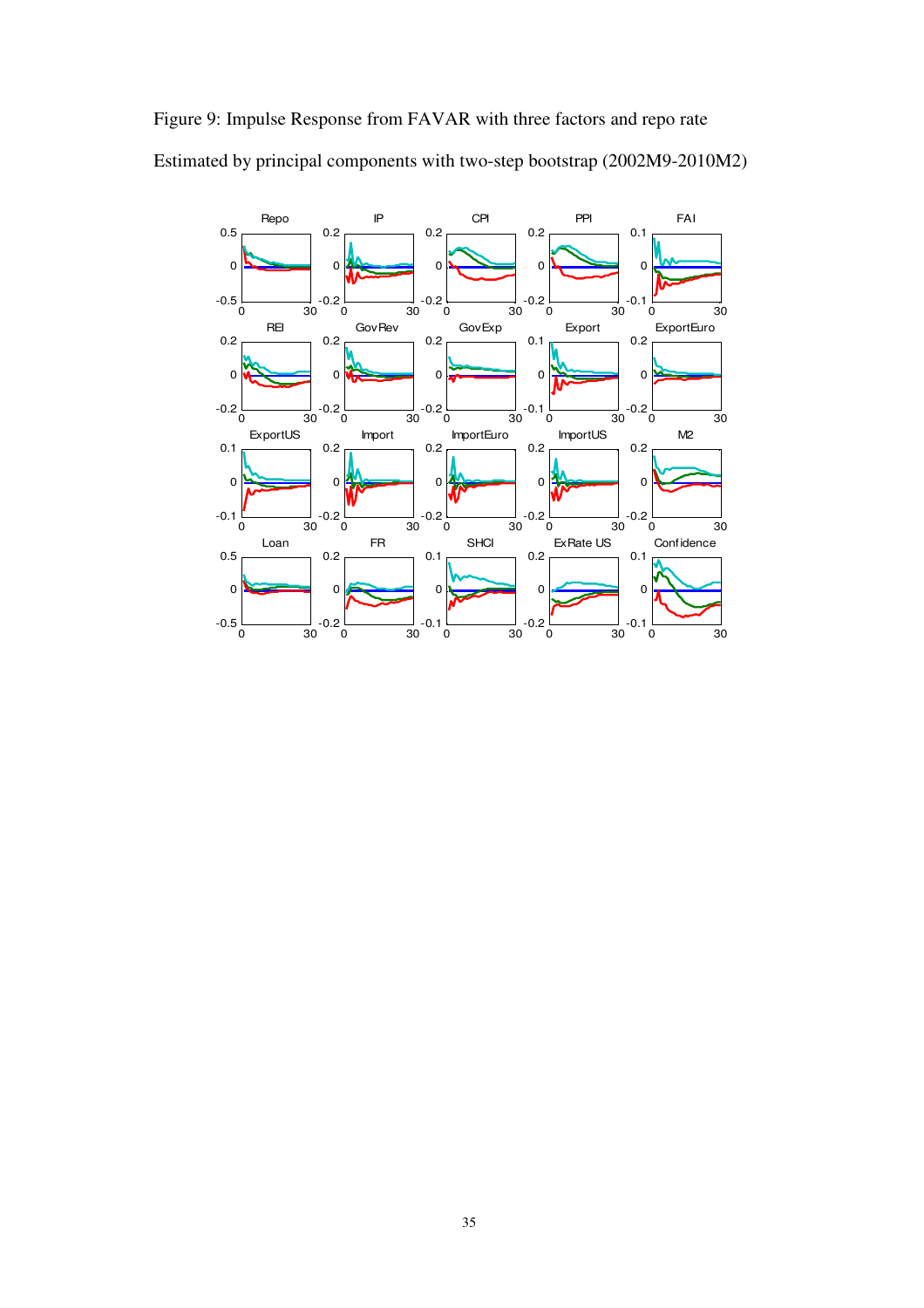Figure 9: Impulse Response from FAVAR with three factors and repo rate

Estimated by principal components with two-step bootstrap (2002M9-2010M2)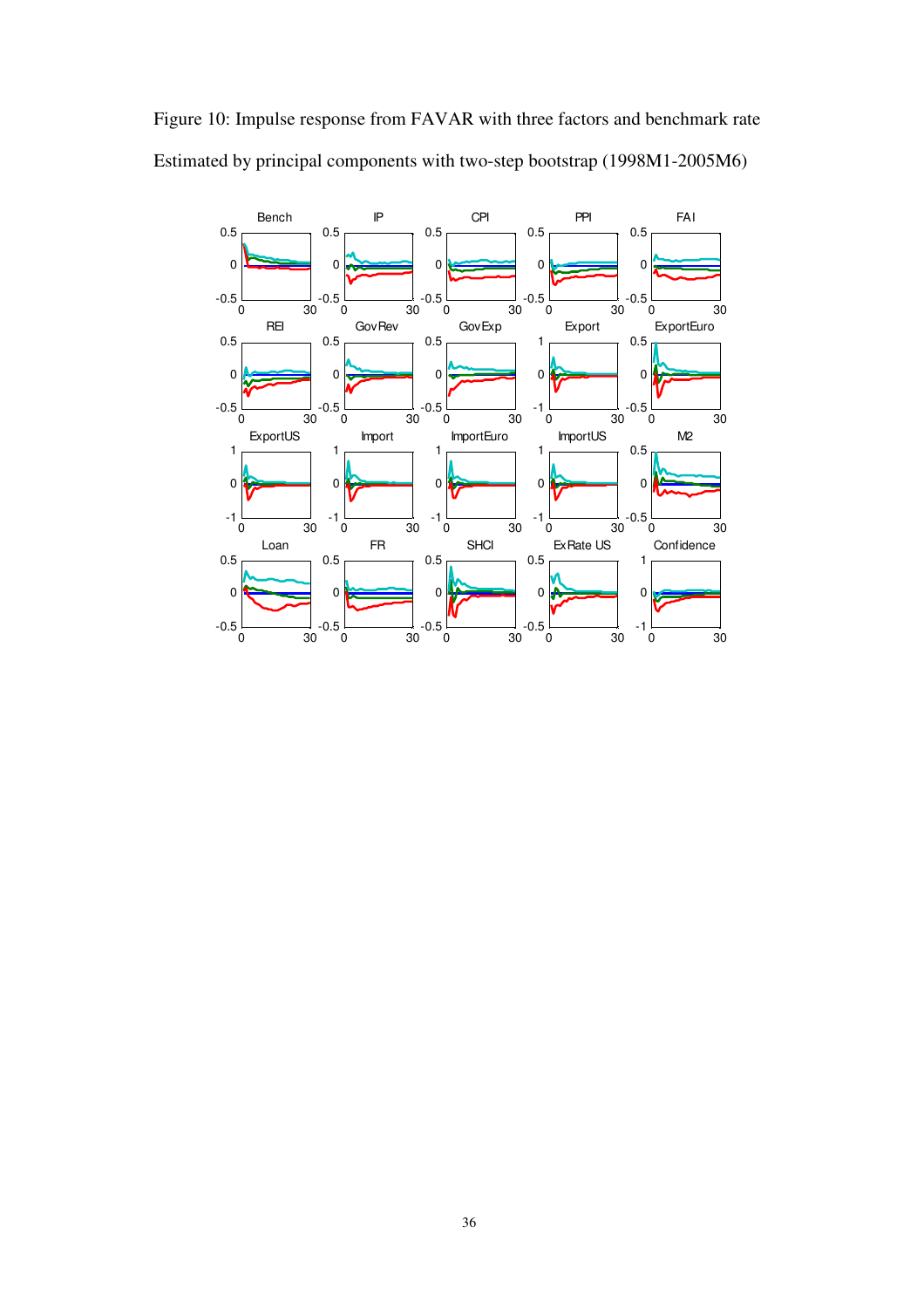Figure 10: Impulse response from FAVAR with three factors and benchmark rate

Estimated by principal components with two-step bootstrap (1998M1-2005M6)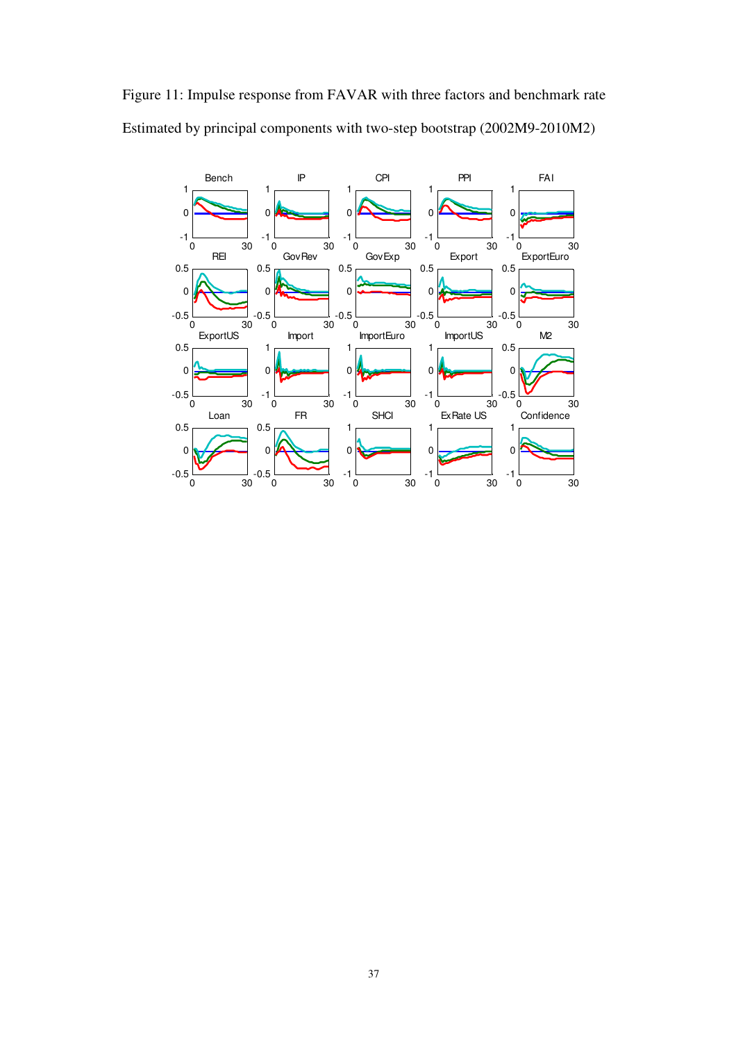Figure 11: Impulse response from FAVAR with three factors and benchmark rate

Estimated by principal components with two-step bootstrap (2002M9-2010M2)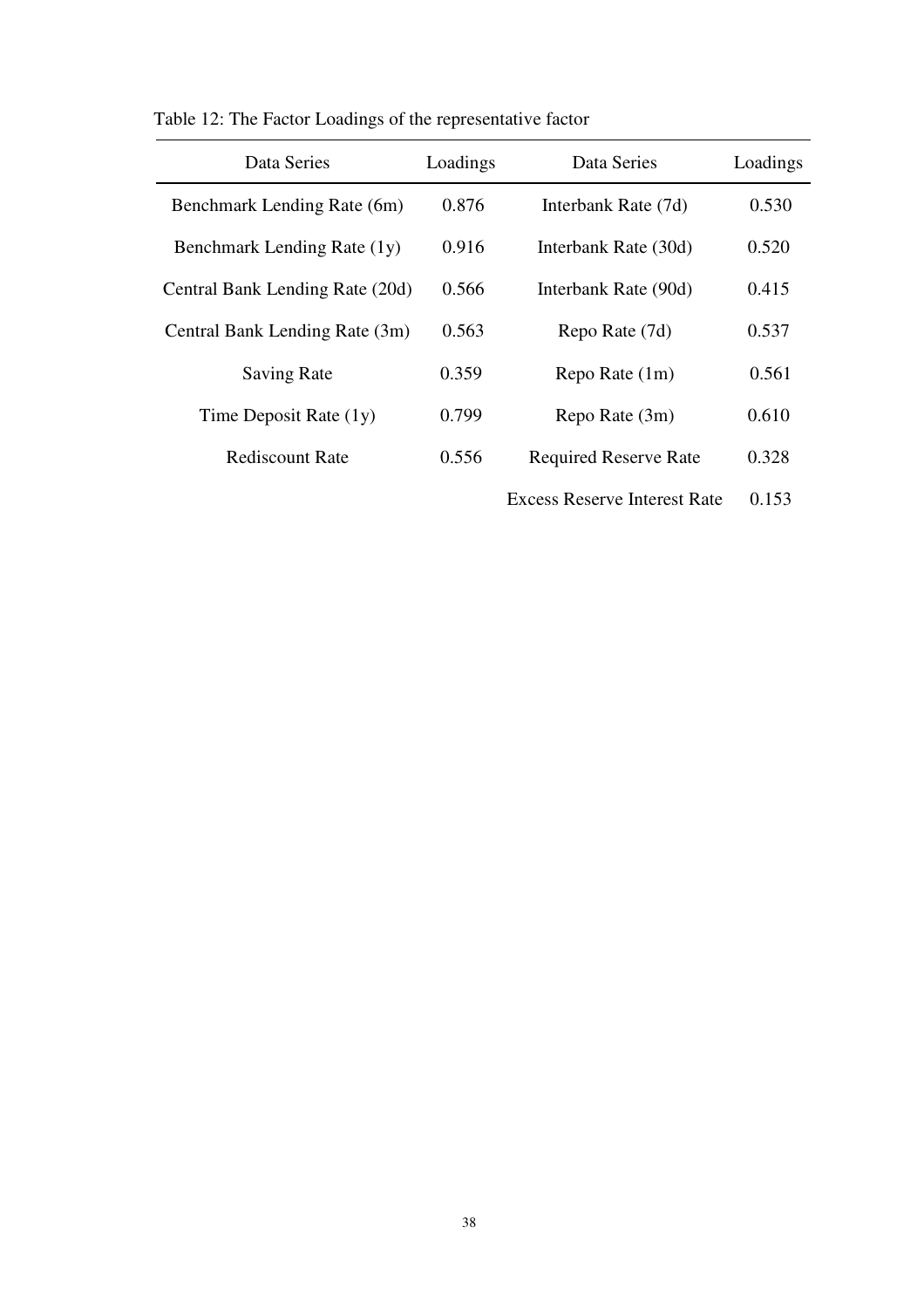Table 12: The Factor Loadings of the representative factor

| Data Series | Loadings | Data Series | Loadings |
|---|---|---|---|
| Benchmark Lending Rate (6m) | 0.876 | Interbank Rate (7d) | 0.530 |
| Benchmark Lending Rate (1y) | 0.916 | Interbank Rate (30d) | 0.520 |
| Central Bank Lending Rate (20d) | 0.566 | Interbank Rate (90d) | 0.415 |
| Central Bank Lending Rate (3m) | 0.563 | Repo Rate (7d) | 0.537 |
| Saving Rate | 0.359 | Repo Rate (1m) | 0.561 |
| Time Deposit Rate (1y) | 0.799 | Repo Rate (3m) | 0.610 |
| Rediscount Rate | 0.556 | Required Reserve Rate | 0.328 |
| | | Excess Reserve Interest Rate | 0.153 |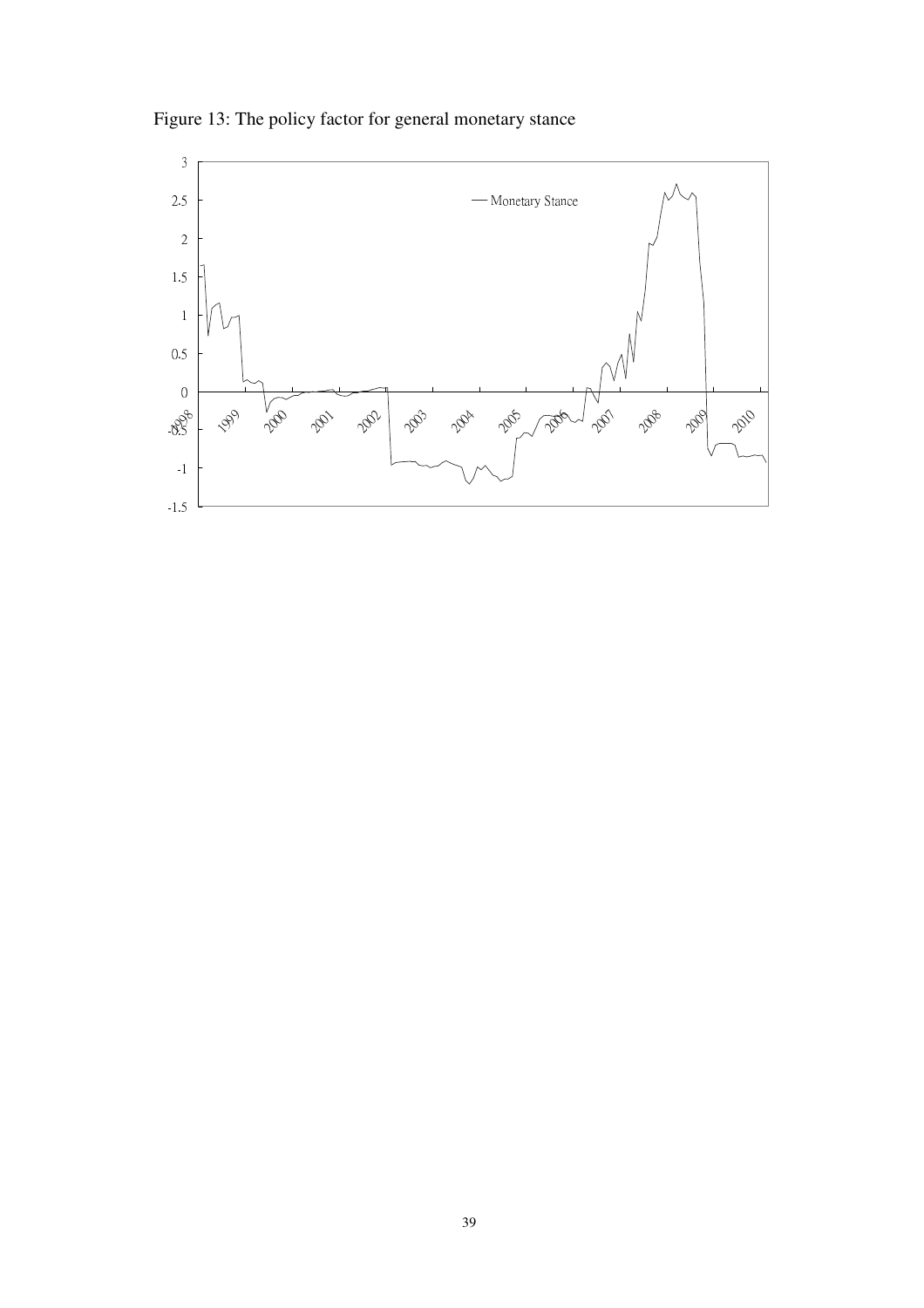Figure 13: The policy factor for general monetary stance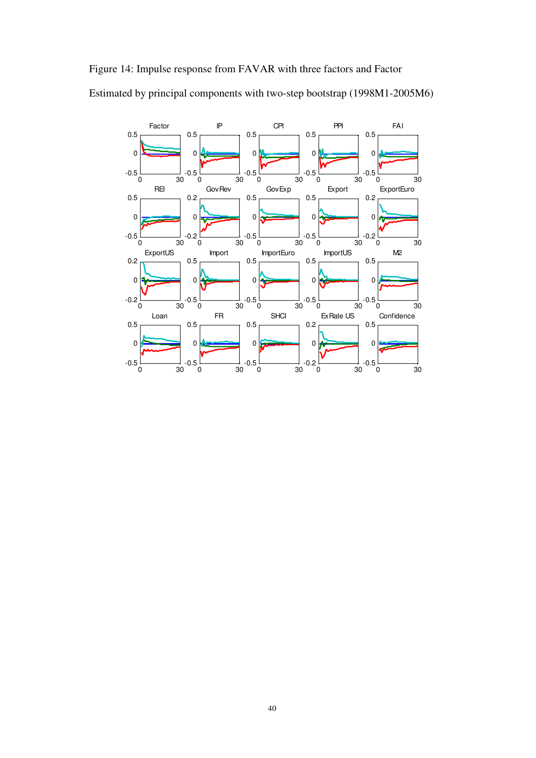Figure 14: Impulse response from FAVAR with three factors and Factor

Estimated by principal components with two-step bootstrap (1998M1-2005M6)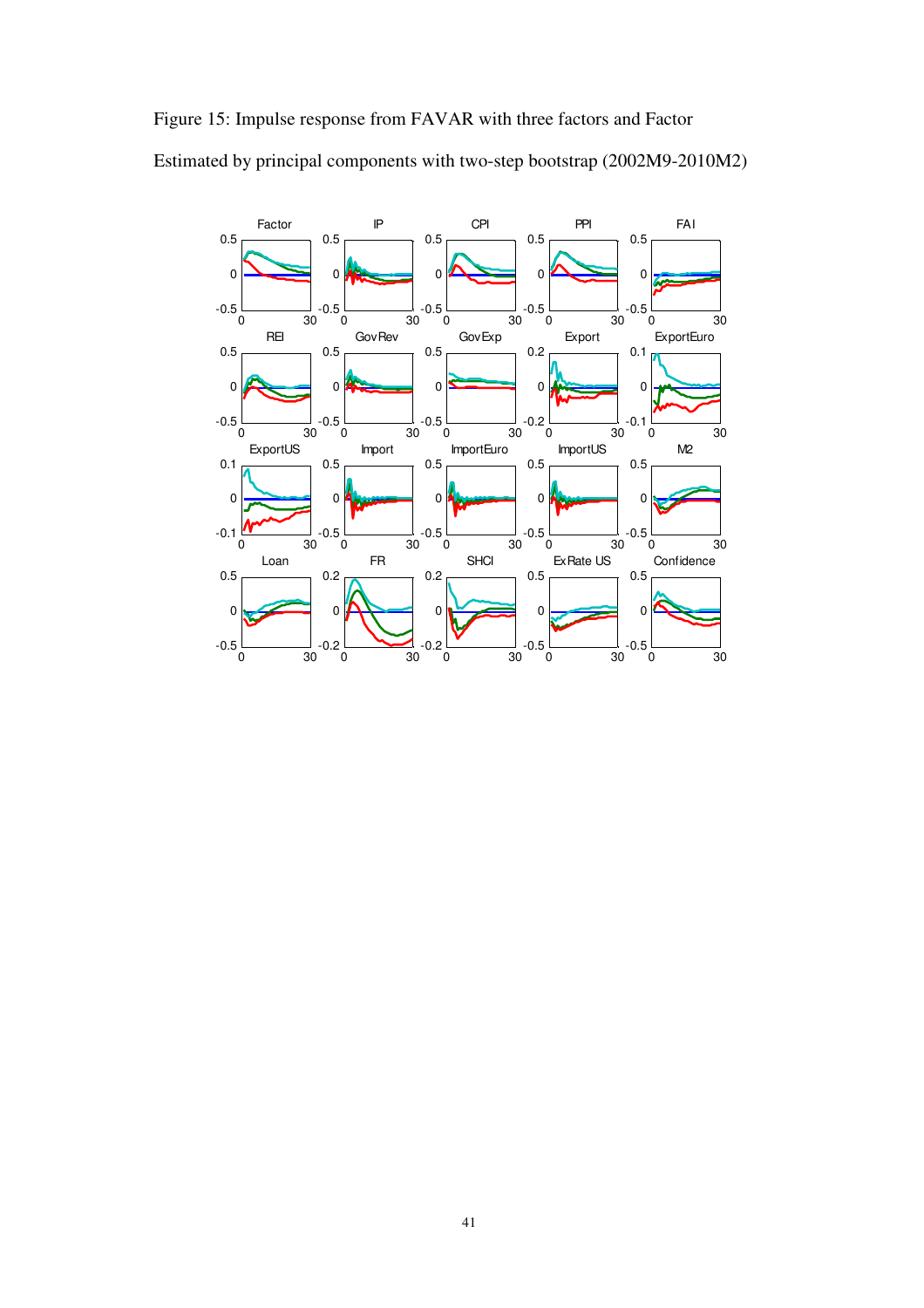Figure 15: Impulse response from FAVAR with three factors and Factor

Estimated by principal components with two-step bootstrap (2002M9-2010M2)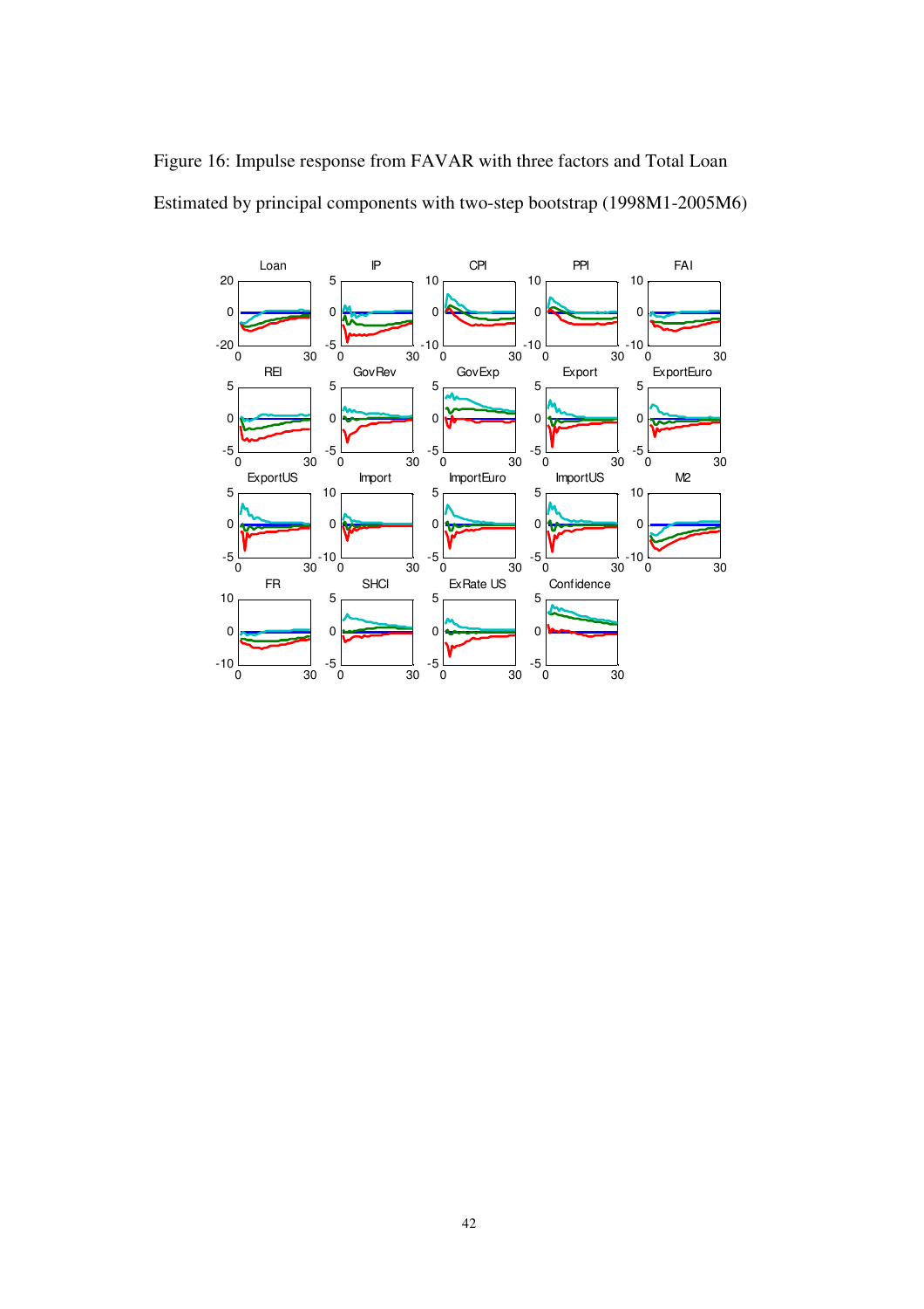Figure 16: Impulse response from FAVAR with three factors and Total Loan

Estimated by principal components with two-step bootstrap (1998M1-2005M6)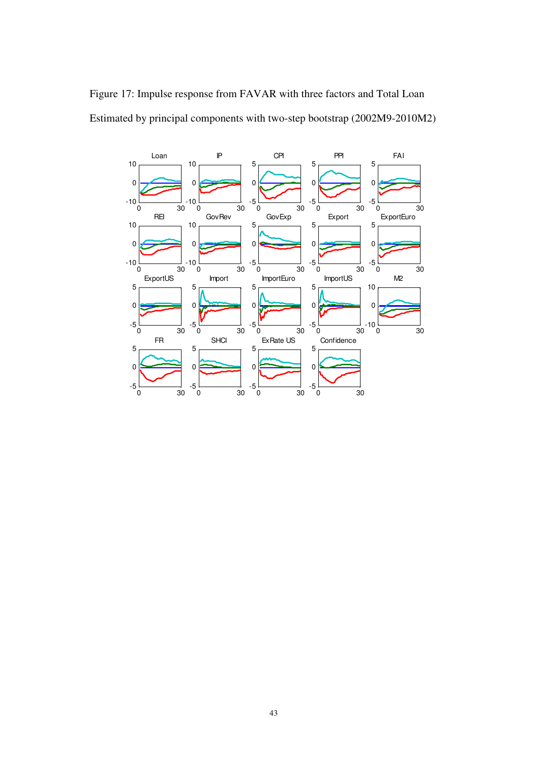Figure 17: Impulse response from FAVAR with three factors and Total Loan

Estimated by principal components with two-step bootstrap (2002M9-2010M2)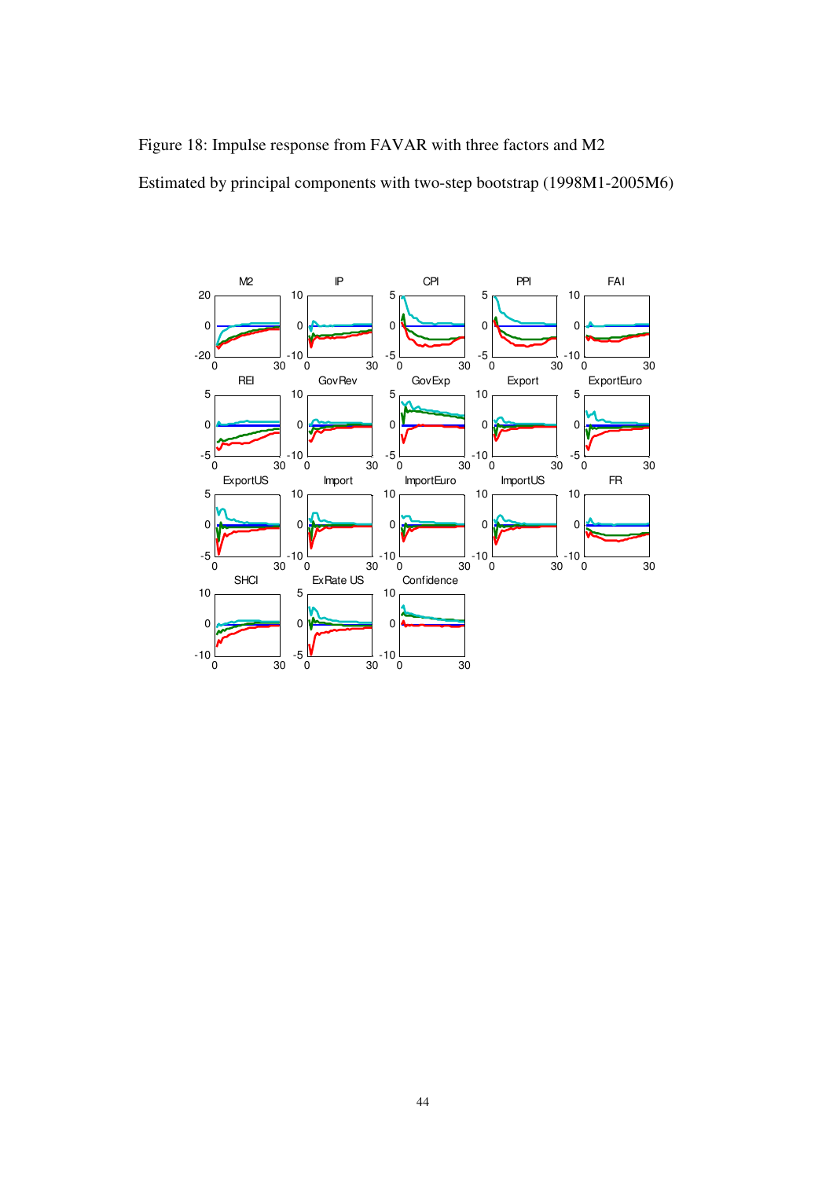Figure 18: Impulse response from FAVAR with three factors and M2

Estimated by principal components with two-step bootstrap (1998M1-2005M6)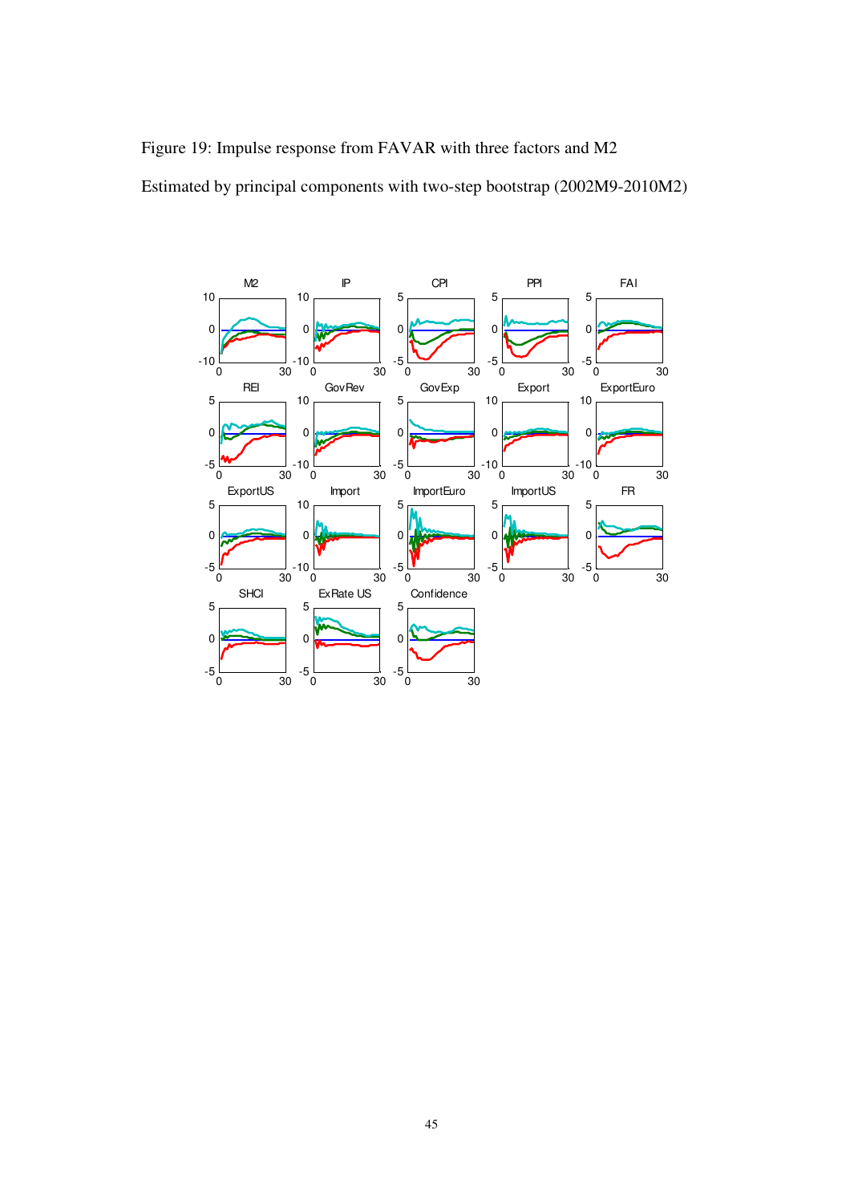Figure 19: Impulse response from FAVAR with three factors and M2

Estimated by principal components with two-step bootstrap (2002M9-2010M2)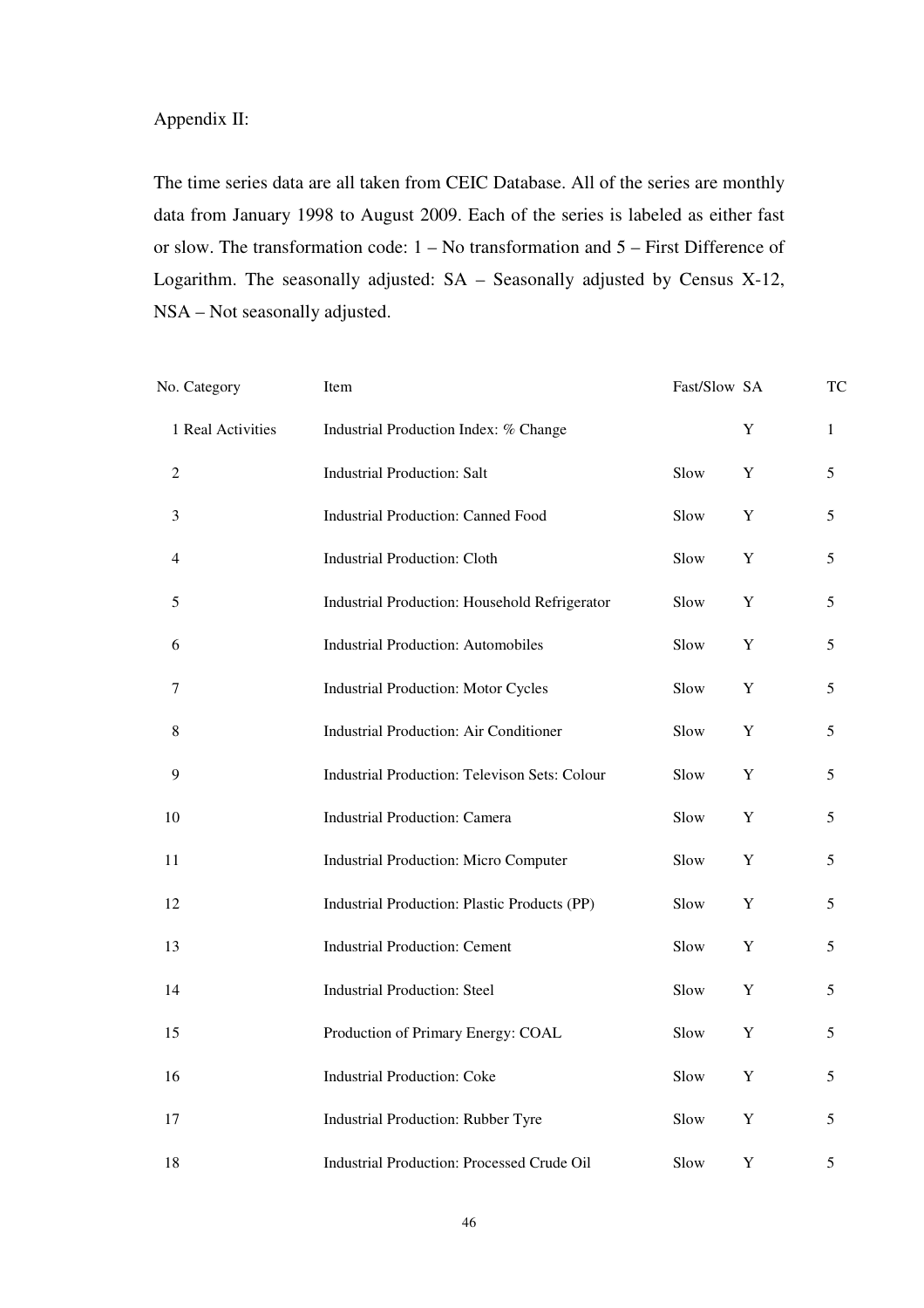Appendix II:

The time series data are all taken from CEIC Database. All of the series are monthly data from January 1998 to August 2009. Each of the series is labeled as either fast or slow. The transformation code: 1 – No transformation and 5 – First Difference of Logarithm. The seasonally adjusted: SA – Seasonally adjusted by Census X-12, NSA – Not seasonally adjusted.

| No. | Category | Item | Fast/Slow | SA | TC |
|---|---|---|---|---|---|
| 1 | Real Activities | Industrial Production Index: % Change | | Y | 1 |
| 2 | | Industrial Production: Salt | Slow | Y | 5 |
| 3 | | Industrial Production: Canned Food | Slow | Y | 5 |
| 4 | | Industrial Production: Cloth | Slow | Y | 5 |
| 5 | | Industrial Production: Household Refrigerator | Slow | Y | 5 |
| 6 | | Industrial Production: Automobiles | Slow | Y | 5 |
| 7 | | Industrial Production: Motor Cycles | Slow | Y | 5 |
| 8 | | Industrial Production: Air Conditioner | Slow | Y | 5 |
| 9 | | Industrial Production: Televison Sets: Colour | Slow | Y | 5 |
| 10 | | Industrial Production: Camera | Slow | Y | 5 |
| 11 | | Industrial Production: Micro Computer | Slow | Y | 5 |
| 12 | | Industrial Production: Plastic Products (PP) | Slow | Y | 5 |
| 13 | | Industrial Production: Cement | Slow | Y | 5 |
| 14 | | Industrial Production: Steel | Slow | Y | 5 |
| 15 | | Production of Primary Energy: COAL | Slow | Y | 5 |
| 16 | | Industrial Production: Coke | Slow | Y | 5 |
| 17 | | Industrial Production: Rubber Tyre | Slow | Y | 5 |
| 18 | | Industrial Production: Processed Crude Oil | Slow | Y | 5 |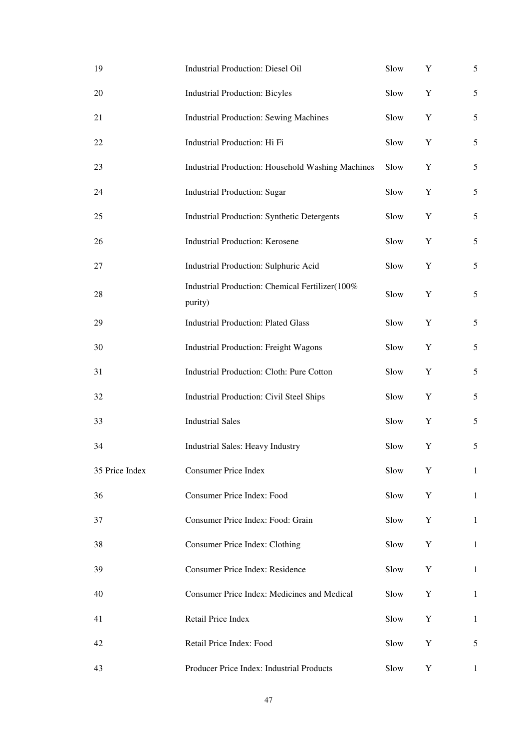| | | | | |
|---|---|---|---|---|
| 19 | Industrial Production: Diesel Oil | Slow | Y | 5 |
| 20 | Industrial Production: Bicyles | Slow | Y | 5 |
| 21 | Industrial Production: Sewing Machines | Slow | Y | 5 |
| 22 | Industrial Production: Hi Fi | Slow | Y | 5 |
| 23 | Industrial Production: Household Washing Machines | Slow | Y | 5 |
| 24 | Industrial Production: Sugar | Slow | Y | 5 |
| 25 | Industrial Production: Synthetic Detergents | Slow | Y | 5 |
| 26 | Industrial Production: Kerosene | Slow | Y | 5 |
| 27 | Industrial Production: Sulphuric Acid | Slow | Y | 5 |
| 28 | Industrial Production: Chemical Fertilizer(100% purity) | Slow | Y | 5 |
| 29 | Industrial Production: Plated Glass | Slow | Y | 5 |
| 30 | Industrial Production: Freight Wagons | Slow | Y | 5 |
| 31 | Industrial Production: Cloth: Pure Cotton | Slow | Y | 5 |
| 32 | Industrial Production: Civil Steel Ships | Slow | Y | 5 |
| 33 | Industrial Sales | Slow | Y | 5 |
| 34 | Industrial Sales: Heavy Industry | Slow | Y | 5 |
| 35 Price Index | Consumer Price Index | Slow | Y | 1 |
| 36 | Consumer Price Index: Food | Slow | Y | 1 |
| 37 | Consumer Price Index: Food: Grain | Slow | Y | 1 |
| 38 | Consumer Price Index: Clothing | Slow | Y | 1 |
| 39 | Consumer Price Index: Residence | Slow | Y | 1 |
| 40 | Consumer Price Index: Medicines and Medical | Slow | Y | 1 |
| 41 | Retail Price Index | Slow | Y | 1 |
| 42 | Retail Price Index: Food | Slow | Y | 5 |
| 43 | Producer Price Index: Industrial Products | Slow | Y | 1 |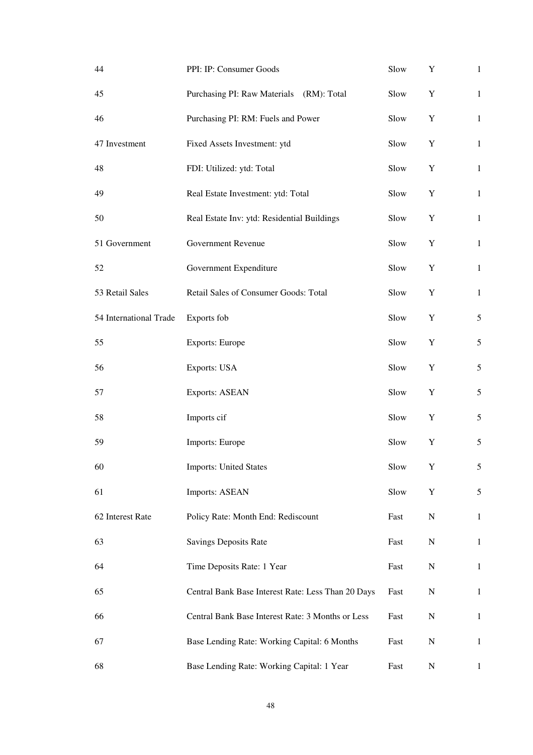| | | | | |
|---|---|---|---|---|
| 44 | PPI: IP: Consumer Goods | Slow | Y | 1 |
| 45 | Purchasing PI: Raw Materials (RM): Total | Slow | Y | 1 |
| 46 | Purchasing PI: RM: Fuels and Power | Slow | Y | 1 |
| 47 Investment | Fixed Assets Investment: ytd | Slow | Y | 1 |
| 48 | FDI: Utilized: ytd: Total | Slow | Y | 1 |
| 49 | Real Estate Investment: ytd: Total | Slow | Y | 1 |
| 50 | Real Estate Inv: ytd: Residential Buildings | Slow | Y | 1 |
| 51 Government | Government Revenue | Slow | Y | 1 |
| 52 | Government Expenditure | Slow | Y | 1 |
| 53 Retail Sales | Retail Sales of Consumer Goods: Total | Slow | Y | 1 |
| 54 International Trade | Exports fob | Slow | Y | 5 |
| 55 | Exports: Europe | Slow | Y | 5 |
| 56 | Exports: USA | Slow | Y | 5 |
| 57 | Exports: ASEAN | Slow | Y | 5 |
| 58 | Imports cif | Slow | Y | 5 |
| 59 | Imports: Europe | Slow | Y | 5 |
| 60 | Imports: United States | Slow | Y | 5 |
| 61 | Imports: ASEAN | Slow | Y | 5 |
| 62 Interest Rate | Policy Rate: Month End: Rediscount | Fast | N | 1 |
| 63 | Savings Deposits Rate | Fast | N | 1 |
| 64 | Time Deposits Rate: 1 Year | Fast | N | 1 |
| 65 | Central Bank Base Interest Rate: Less Than 20 Days | Fast | N | 1 |
| 66 | Central Bank Base Interest Rate: 3 Months or Less | Fast | N | 1 |
| 67 | Base Lending Rate: Working Capital: 6 Months | Fast | N | 1 |
| 68 | Base Lending Rate: Working Capital: 1 Year | Fast | N | 1 |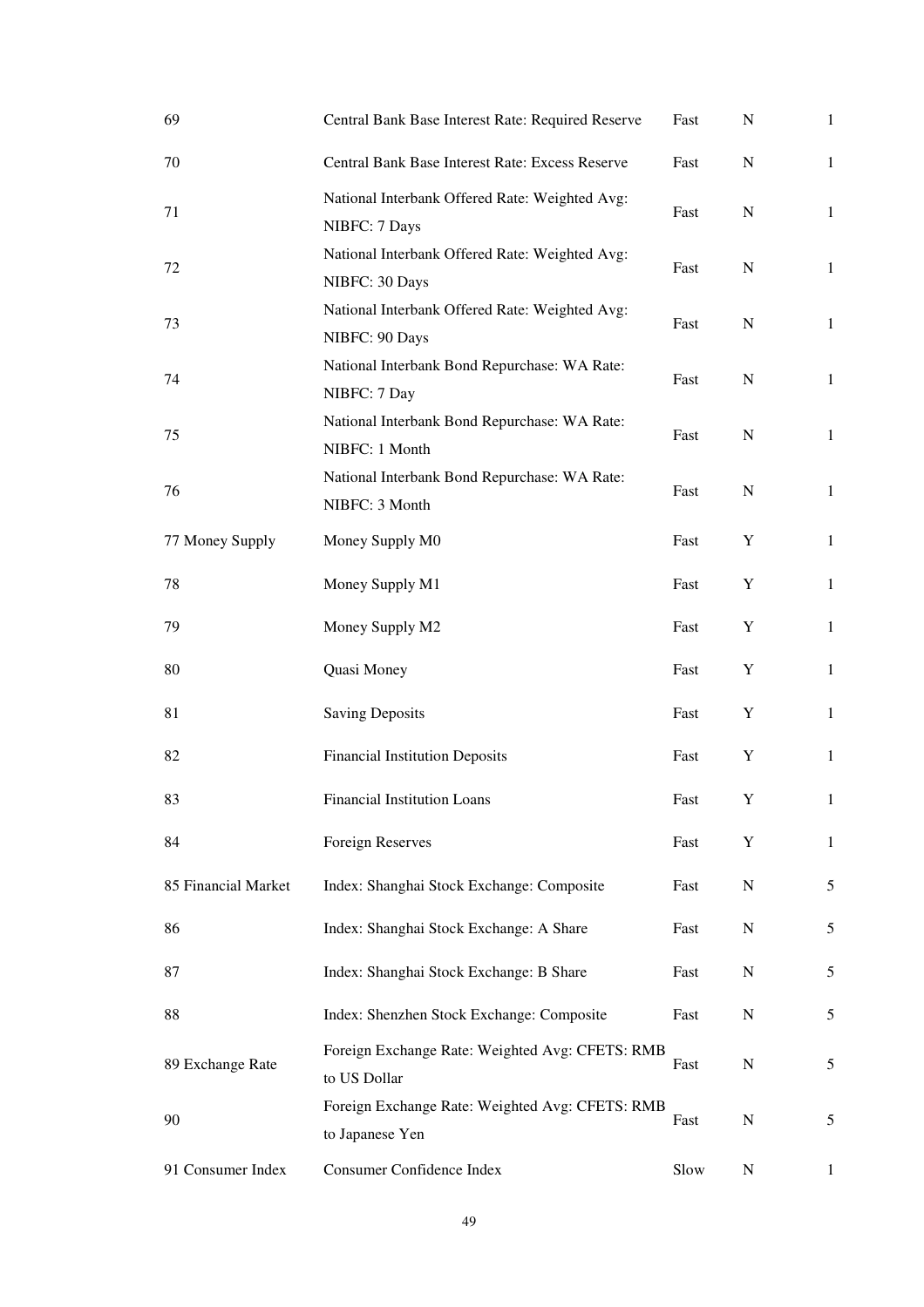| | | | | |
|---|---|---|---|---|
| 69 | Central Bank Base Interest Rate: Required Reserve | Fast | N | 1 |
| 70 | Central Bank Base Interest Rate: Excess Reserve | Fast | N | 1 |
| 71 | National Interbank Offered Rate: Weighted Avg: NIBFC: 7 Days | Fast | N | 1 |
| 72 | National Interbank Offered Rate: Weighted Avg: NIBFC: 30 Days | Fast | N | 1 |
| 73 | National Interbank Offered Rate: Weighted Avg: NIBFC: 90 Days | Fast | N | 1 |
| 74 | National Interbank Bond Repurchase: WA Rate: NIBFC: 7 Day | Fast | N | 1 |
| 75 | National Interbank Bond Repurchase: WA Rate: NIBFC: 1 Month | Fast | N | 1 |
| 76 | National Interbank Bond Repurchase: WA Rate: NIBFC: 3 Month | Fast | N | 1 |
| 77 Money Supply | Money Supply M0 | Fast | Y | 1 |
| 78 | Money Supply M1 | Fast | Y | 1 |
| 79 | Money Supply M2 | Fast | Y | 1 |
| 80 | Quasi Money | Fast | Y | 1 |
| 81 | Saving Deposits | Fast | Y | 1 |
| 82 | Financial Institution Deposits | Fast | Y | 1 |
| 83 | Financial Institution Loans | Fast | Y | 1 |
| 84 | Foreign Reserves | Fast | Y | 1 |
| 85 Financial Market | Index: Shanghai Stock Exchange: Composite | Fast | N | 5 |
| 86 | Index: Shanghai Stock Exchange: A Share | Fast | N | 5 |
| 87 | Index: Shanghai Stock Exchange: B Share | Fast | N | 5 |
| 88 | Index: Shenzhen Stock Exchange: Composite | Fast | N | 5 |
| 89 Exchange Rate | Foreign Exchange Rate: Weighted Avg: CFETS: RMB to US Dollar | Fast | N | 5 |
| 90 | Foreign Exchange Rate: Weighted Avg: CFETS: RMB to Japanese Yen | Fast | N | 5 |
| 91 Consumer Index | Consumer Confidence Index | Slow | N | 1 |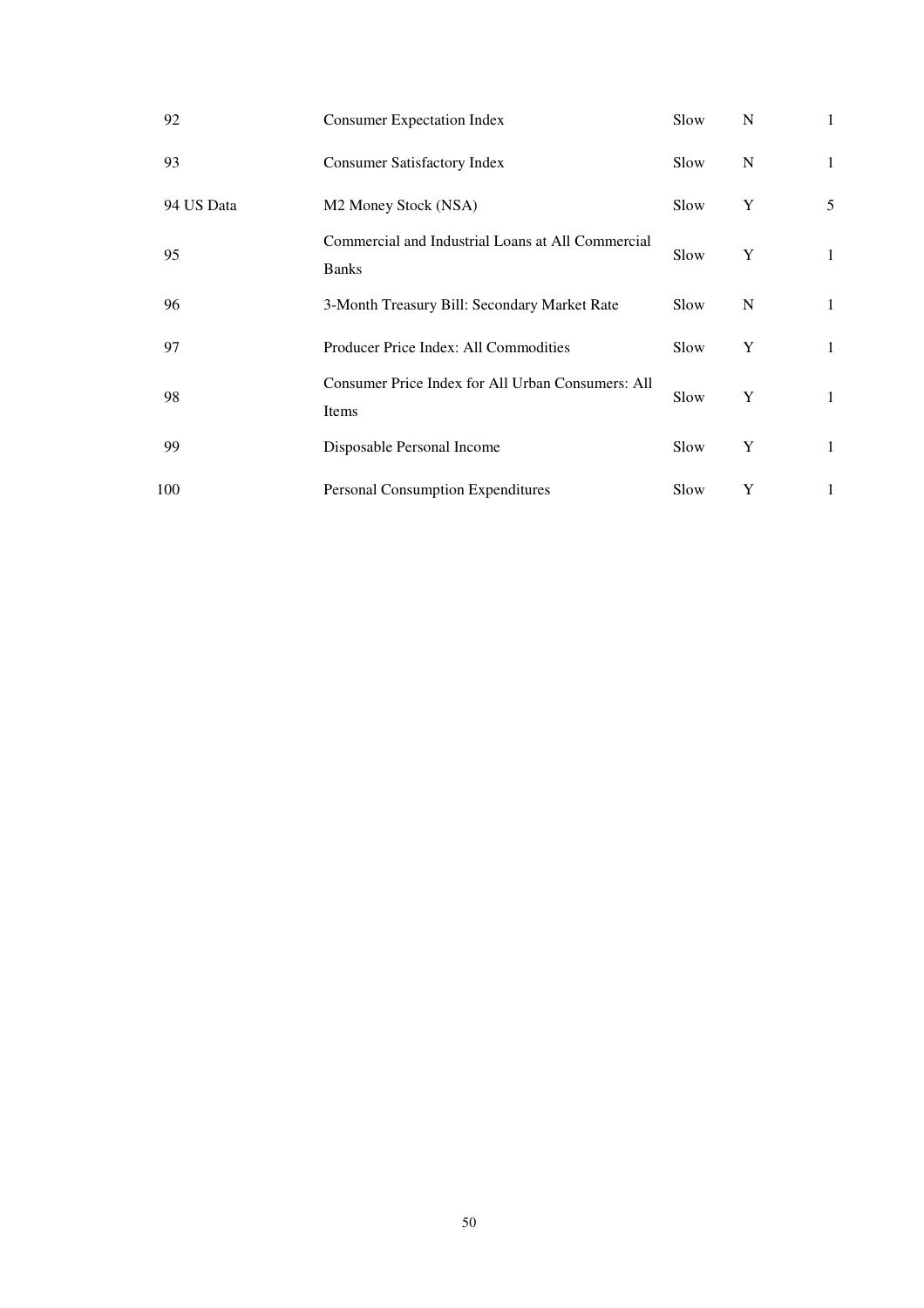| | | | | |
|---|---|---|---|---|
| 92 | Consumer Expectation Index | Slow | N | 1 |
| 93 | Consumer Satisfactory Index | Slow | N | 1 |
| 94 US Data | M2 Money Stock (NSA) | Slow | Y | 5 |
| 95 | Commercial and Industrial Loans at All Commercial Banks | Slow | Y | 1 |
| 96 | 3-Month Treasury Bill: Secondary Market Rate | Slow | N | 1 |
| 97 | Producer Price Index: All Commodities | Slow | Y | 1 |
| 98 | Consumer Price Index for All Urban Consumers: All Items | Slow | Y | 1 |
| 99 | Disposable Personal Income | Slow | Y | 1 |
| 100 | Personal Consumption Expenditures | Slow | Y | 1 |